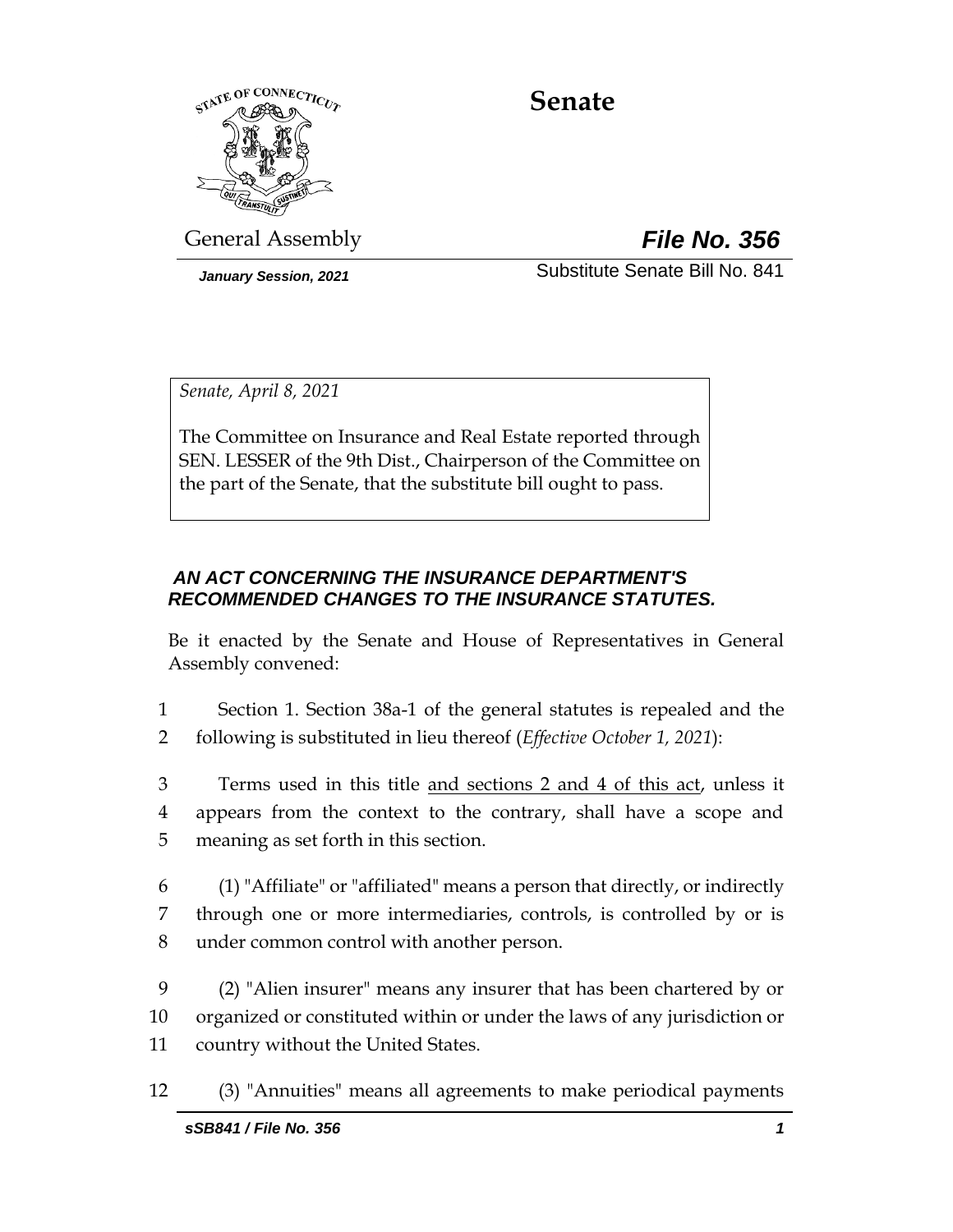# Senate

General Assembly **_File No. 356_**

*January Session, 2021* Substitute Senate Bill No. 841

*Senate, April 8, 2021*

The Committee on Insurance and Real Estate reported through SEN. LESSER of the 9th Dist., Chairperson of the Committee on the part of the Senate, that the substitute bill ought to pass.

***AN ACT CONCERNING THE INSURANCE DEPARTMENT'S RECOMMENDED CHANGES TO THE INSURANCE STATUTES.***

Be it enacted by the Senate and House of Representatives in General Assembly convened:

1 Section 1. Section 38a-1 of the general statutes is repealed and the
2 following is substituted in lieu thereof (*Effective October 1, 2021*):

3 Terms used in this title <u>and sections 2 and 4 of this act</u>, unless it
4 appears from the context to the contrary, shall have a scope and
5 meaning as set forth in this section.

6 (1) "Affiliate" or "affiliated" means a person that directly, or indirectly
7 through one or more intermediaries, controls, is controlled by or is
8 under common control with another person.

9 (2) "Alien insurer" means any insurer that has been chartered by or
10 organized or constituted within or under the laws of any jurisdiction or
11 country without the United States.

12 (3) "Annuities" means all agreements to make periodical payments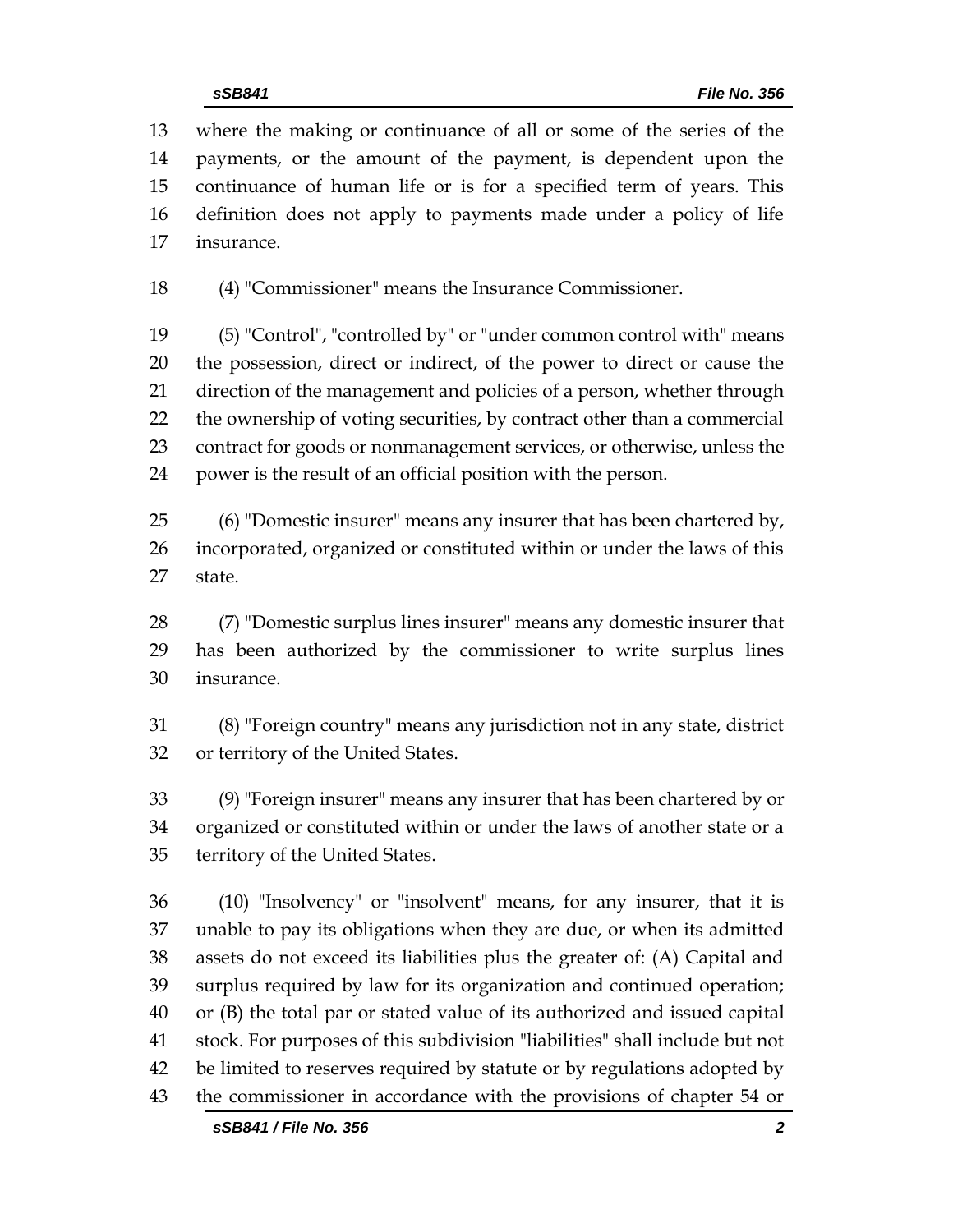where the making or continuance of all or some of the series of the payments, or the amount of the payment, is dependent upon the continuance of human life or is for a specified term of years. This definition does not apply to payments made under a policy of life insurance.

(4) "Commissioner" means the Insurance Commissioner.

(5) "Control", "controlled by" or "under common control with" means the possession, direct or indirect, of the power to direct or cause the direction of the management and policies of a person, whether through the ownership of voting securities, by contract other than a commercial contract for goods or nonmanagement services, or otherwise, unless the power is the result of an official position with the person.

(6) "Domestic insurer" means any insurer that has been chartered by, incorporated, organized or constituted within or under the laws of this state.

(7) "Domestic surplus lines insurer" means any domestic insurer that has been authorized by the commissioner to write surplus lines insurance.

(8) "Foreign country" means any jurisdiction not in any state, district or territory of the United States.

(9) "Foreign insurer" means any insurer that has been chartered by or organized or constituted within or under the laws of another state or a territory of the United States.

(10) "Insolvency" or "insolvent" means, for any insurer, that it is unable to pay its obligations when they are due, or when its admitted assets do not exceed its liabilities plus the greater of: (A) Capital and surplus required by law for its organization and continued operation; or (B) the total par or stated value of its authorized and issued capital stock. For purposes of this subdivision "liabilities" shall include but not be limited to reserves required by statute or by regulations adopted by the commissioner in accordance with the provisions of chapter 54 or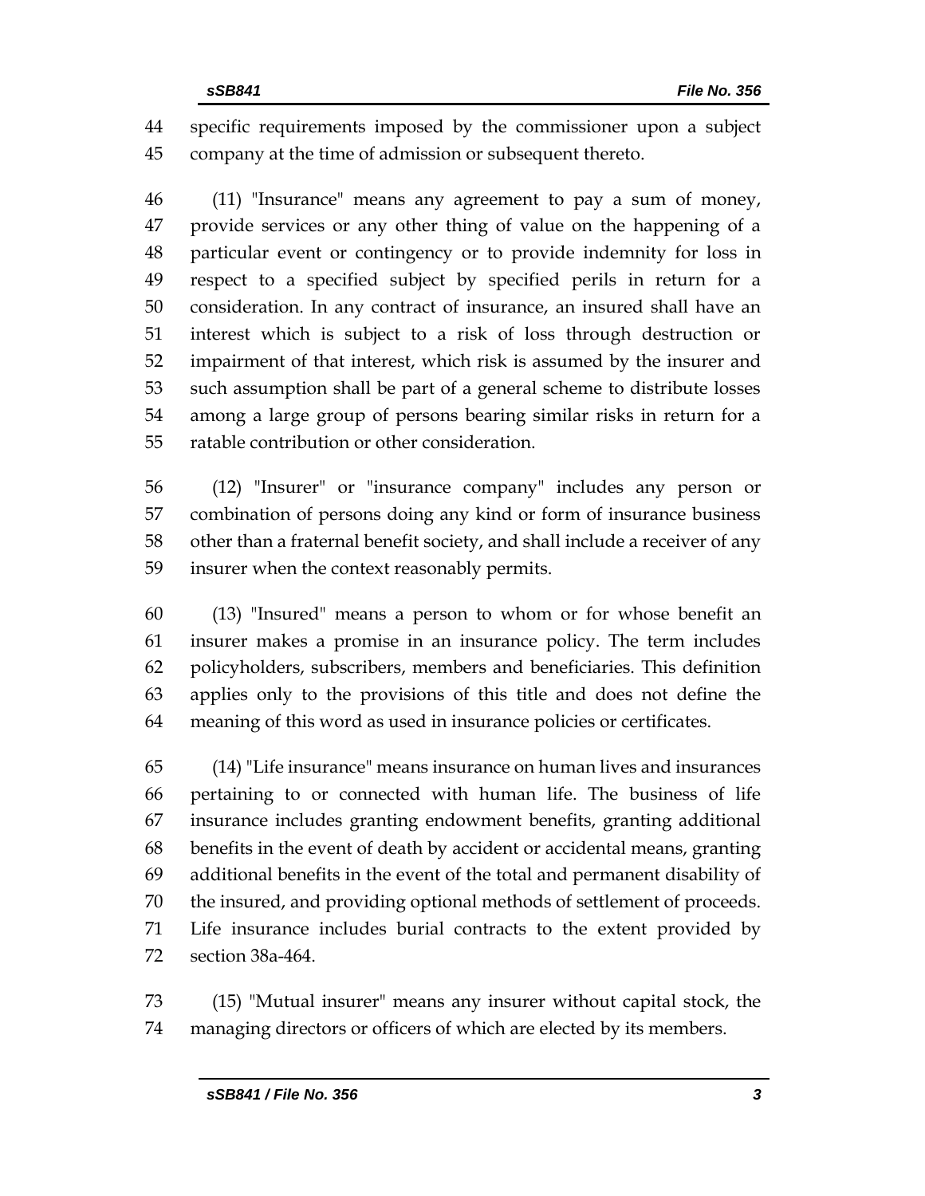specific requirements imposed by the commissioner upon a subject company at the time of admission or subsequent thereto.

(11) "Insurance" means any agreement to pay a sum of money, provide services or any other thing of value on the happening of a particular event or contingency or to provide indemnity for loss in respect to a specified subject by specified perils in return for a consideration. In any contract of insurance, an insured shall have an interest which is subject to a risk of loss through destruction or impairment of that interest, which risk is assumed by the insurer and such assumption shall be part of a general scheme to distribute losses among a large group of persons bearing similar risks in return for a ratable contribution or other consideration.

(12) "Insurer" or "insurance company" includes any person or combination of persons doing any kind or form of insurance business other than a fraternal benefit society, and shall include a receiver of any insurer when the context reasonably permits.

(13) "Insured" means a person to whom or for whose benefit an insurer makes a promise in an insurance policy. The term includes policyholders, subscribers, members and beneficiaries. This definition applies only to the provisions of this title and does not define the meaning of this word as used in insurance policies or certificates.

(14) "Life insurance" means insurance on human lives and insurances pertaining to or connected with human life. The business of life insurance includes granting endowment benefits, granting additional benefits in the event of death by accident or accidental means, granting additional benefits in the event of the total and permanent disability of the insured, and providing optional methods of settlement of proceeds. Life insurance includes burial contracts to the extent provided by section 38a-464.

(15) "Mutual insurer" means any insurer without capital stock, the managing directors or officers of which are elected by its members.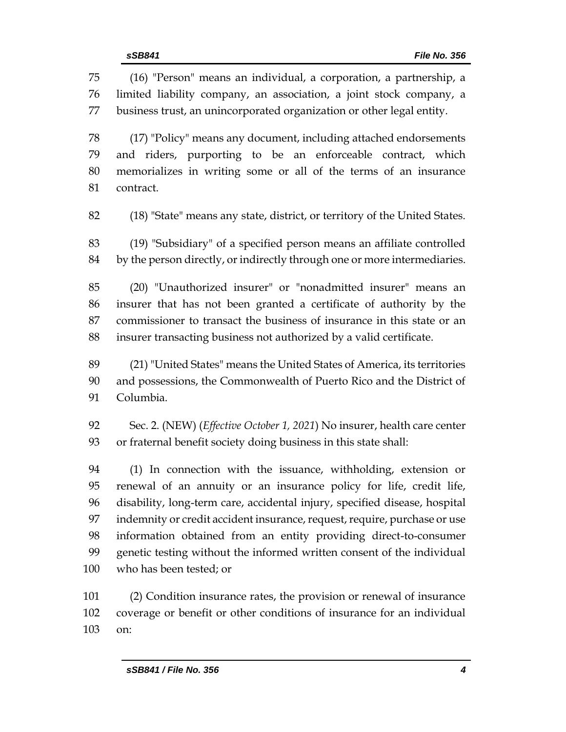(16) "Person" means an individual, a corporation, a partnership, a limited liability company, an association, a joint stock company, a business trust, an unincorporated organization or other legal entity.

(17) "Policy" means any document, including attached endorsements and riders, purporting to be an enforceable contract, which memorializes in writing some or all of the terms of an insurance contract.

(18) "State" means any state, district, or territory of the United States.

(19) "Subsidiary" of a specified person means an affiliate controlled by the person directly, or indirectly through one or more intermediaries.

(20) "Unauthorized insurer" or "nonadmitted insurer" means an insurer that has not been granted a certificate of authority by the commissioner to transact the business of insurance in this state or an insurer transacting business not authorized by a valid certificate.

(21) "United States" means the United States of America, its territories and possessions, the Commonwealth of Puerto Rico and the District of Columbia.

Sec. 2. (NEW) (*Effective October 1, 2021*) No insurer, health care center or fraternal benefit society doing business in this state shall:

(1) In connection with the issuance, withholding, extension or renewal of an annuity or an insurance policy for life, credit life, disability, long-term care, accidental injury, specified disease, hospital indemnity or credit accident insurance, request, require, purchase or use information obtained from an entity providing direct-to-consumer genetic testing without the informed written consent of the individual who has been tested; or

(2) Condition insurance rates, the provision or renewal of insurance coverage or benefit or other conditions of insurance for an individual on: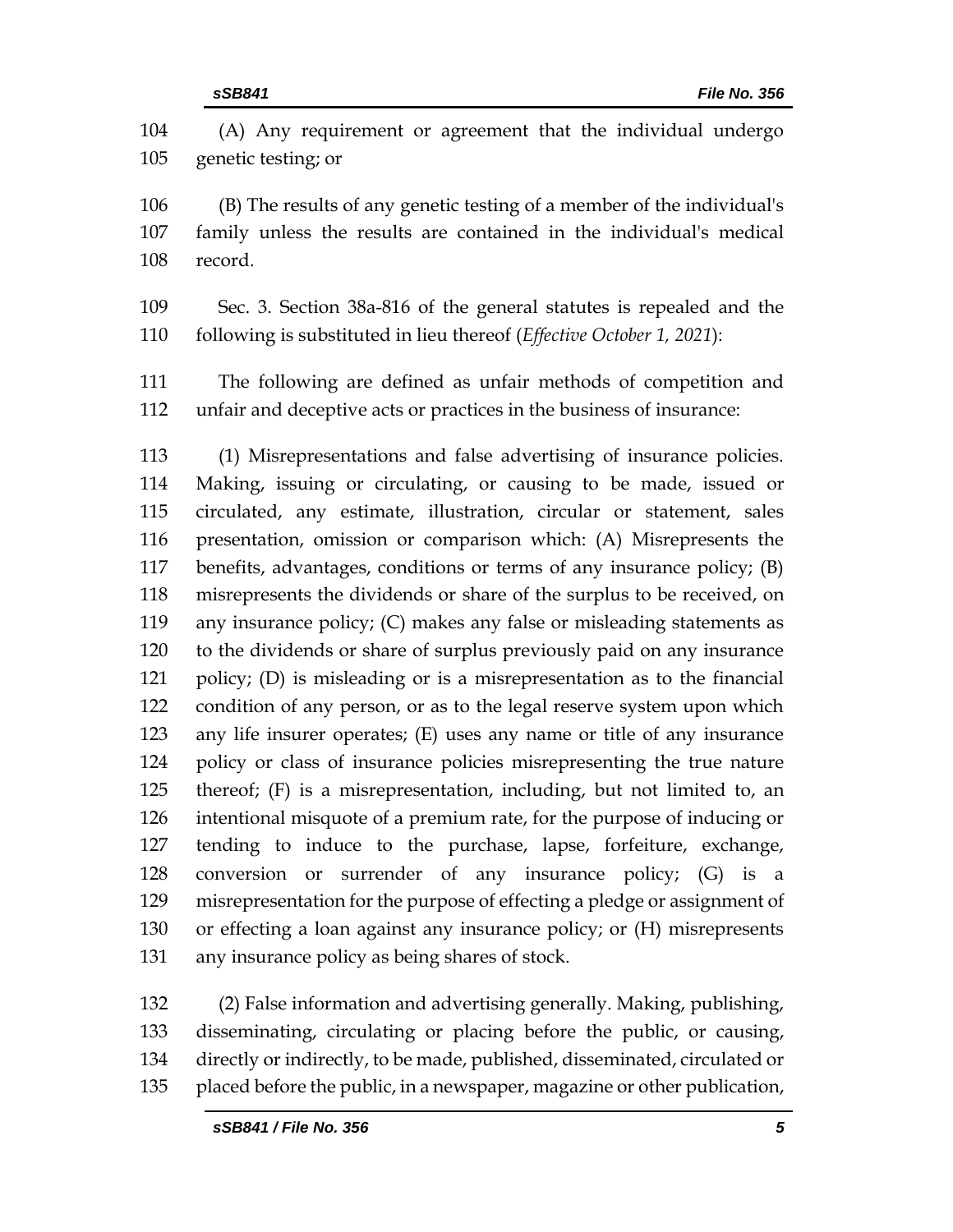(A) Any requirement or agreement that the individual undergo genetic testing; or

(B) The results of any genetic testing of a member of the individual's family unless the results are contained in the individual's medical record.

Sec. 3. Section 38a-816 of the general statutes is repealed and the following is substituted in lieu thereof (*Effective October 1, 2021*):

The following are defined as unfair methods of competition and unfair and deceptive acts or practices in the business of insurance:

(1) Misrepresentations and false advertising of insurance policies. Making, issuing or circulating, or causing to be made, issued or circulated, any estimate, illustration, circular or statement, sales presentation, omission or comparison which: (A) Misrepresents the benefits, advantages, conditions or terms of any insurance policy; (B) misrepresents the dividends or share of the surplus to be received, on any insurance policy; (C) makes any false or misleading statements as to the dividends or share of surplus previously paid on any insurance policy; (D) is misleading or is a misrepresentation as to the financial condition of any person, or as to the legal reserve system upon which any life insurer operates; (E) uses any name or title of any insurance policy or class of insurance policies misrepresenting the true nature thereof; (F) is a misrepresentation, including, but not limited to, an intentional misquote of a premium rate, for the purpose of inducing or tending to induce to the purchase, lapse, forfeiture, exchange, conversion or surrender of any insurance policy; (G) is a misrepresentation for the purpose of effecting a pledge or assignment of or effecting a loan against any insurance policy; or (H) misrepresents any insurance policy as being shares of stock.

(2) False information and advertising generally. Making, publishing, disseminating, circulating or placing before the public, or causing, directly or indirectly, to be made, published, disseminated, circulated or placed before the public, in a newspaper, magazine or other publication,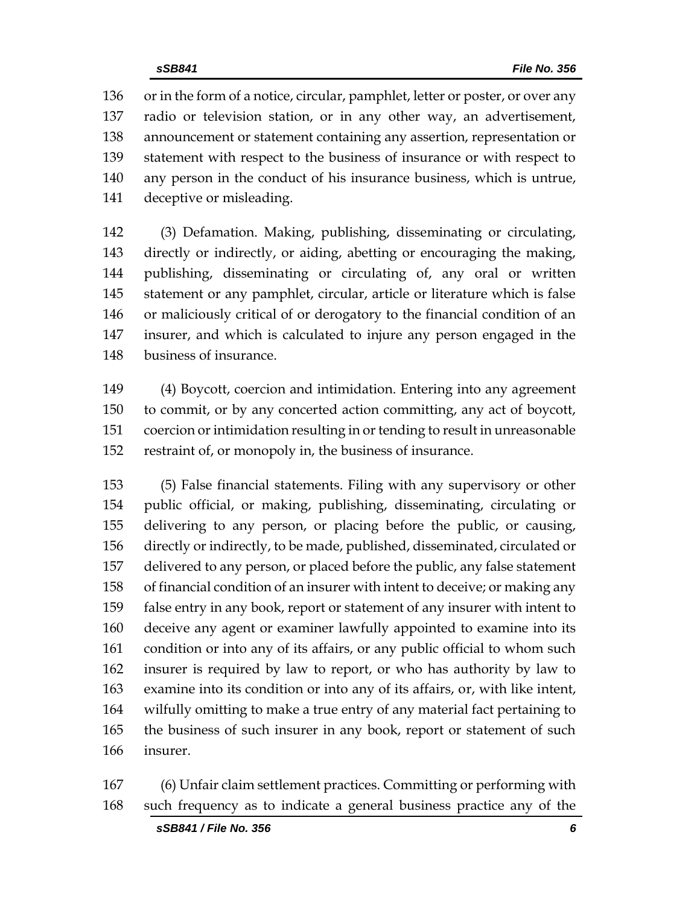or in the form of a notice, circular, pamphlet, letter or poster, or over any radio or television station, or in any other way, an advertisement, announcement or statement containing any assertion, representation or statement with respect to the business of insurance or with respect to any person in the conduct of his insurance business, which is untrue, deceptive or misleading.

(3) Defamation. Making, publishing, disseminating or circulating, directly or indirectly, or aiding, abetting or encouraging the making, publishing, disseminating or circulating of, any oral or written statement or any pamphlet, circular, article or literature which is false or maliciously critical of or derogatory to the financial condition of an insurer, and which is calculated to injure any person engaged in the business of insurance.

(4) Boycott, coercion and intimidation. Entering into any agreement to commit, or by any concerted action committing, any act of boycott, coercion or intimidation resulting in or tending to result in unreasonable restraint of, or monopoly in, the business of insurance.

(5) False financial statements. Filing with any supervisory or other public official, or making, publishing, disseminating, circulating or delivering to any person, or placing before the public, or causing, directly or indirectly, to be made, published, disseminated, circulated or delivered to any person, or placed before the public, any false statement of financial condition of an insurer with intent to deceive; or making any false entry in any book, report or statement of any insurer with intent to deceive any agent or examiner lawfully appointed to examine into its condition or into any of its affairs, or any public official to whom such insurer is required by law to report, or who has authority by law to examine into its condition or into any of its affairs, or, with like intent, wilfully omitting to make a true entry of any material fact pertaining to the business of such insurer in any book, report or statement of such insurer.

(6) Unfair claim settlement practices. Committing or performing with such frequency as to indicate a general business practice any of the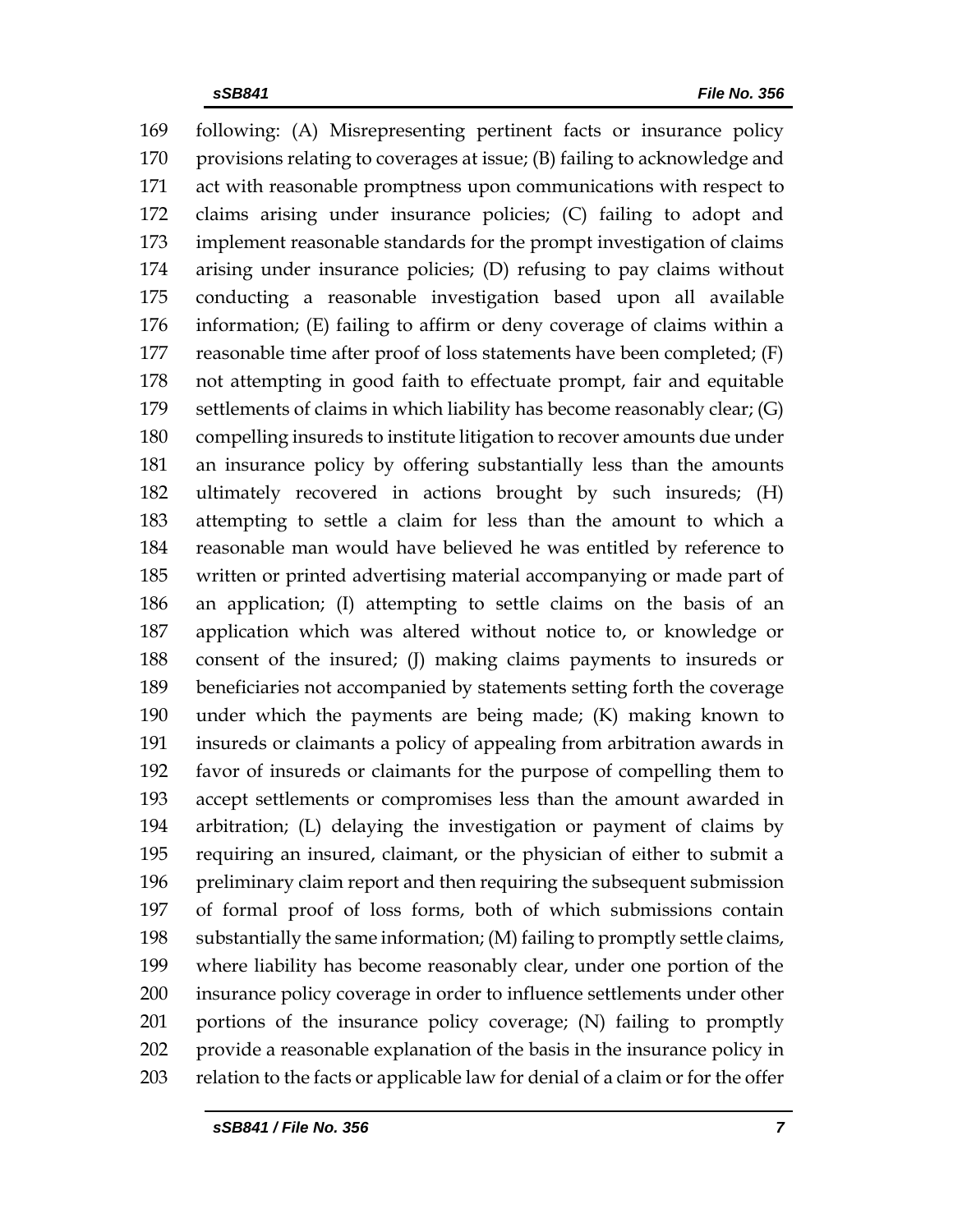169 following: (A) Misrepresenting pertinent facts or insurance policy
170 provisions relating to coverages at issue; (B) failing to acknowledge and
171 act with reasonable promptness upon communications with respect to
172 claims arising under insurance policies; (C) failing to adopt and
173 implement reasonable standards for the prompt investigation of claims
174 arising under insurance policies; (D) refusing to pay claims without
175 conducting a reasonable investigation based upon all available
176 information; (E) failing to affirm or deny coverage of claims within a
177 reasonable time after proof of loss statements have been completed; (F)
178 not attempting in good faith to effectuate prompt, fair and equitable
179 settlements of claims in which liability has become reasonably clear; (G)
180 compelling insureds to institute litigation to recover amounts due under
181 an insurance policy by offering substantially less than the amounts
182 ultimately recovered in actions brought by such insureds; (H)
183 attempting to settle a claim for less than the amount to which a
184 reasonable man would have believed he was entitled by reference to
185 written or printed advertising material accompanying or made part of
186 an application; (I) attempting to settle claims on the basis of an
187 application which was altered without notice to, or knowledge or
188 consent of the insured; (J) making claims payments to insureds or
189 beneficiaries not accompanied by statements setting forth the coverage
190 under which the payments are being made; (K) making known to
191 insureds or claimants a policy of appealing from arbitration awards in
192 favor of insureds or claimants for the purpose of compelling them to
193 accept settlements or compromises less than the amount awarded in
194 arbitration; (L) delaying the investigation or payment of claims by
195 requiring an insured, claimant, or the physician of either to submit a
196 preliminary claim report and then requiring the subsequent submission
197 of formal proof of loss forms, both of which submissions contain
198 substantially the same information; (M) failing to promptly settle claims,
199 where liability has become reasonably clear, under one portion of the
200 insurance policy coverage in order to influence settlements under other
201 portions of the insurance policy coverage; (N) failing to promptly
202 provide a reasonable explanation of the basis in the insurance policy in
203 relation to the facts or applicable law for denial of a claim or for the offer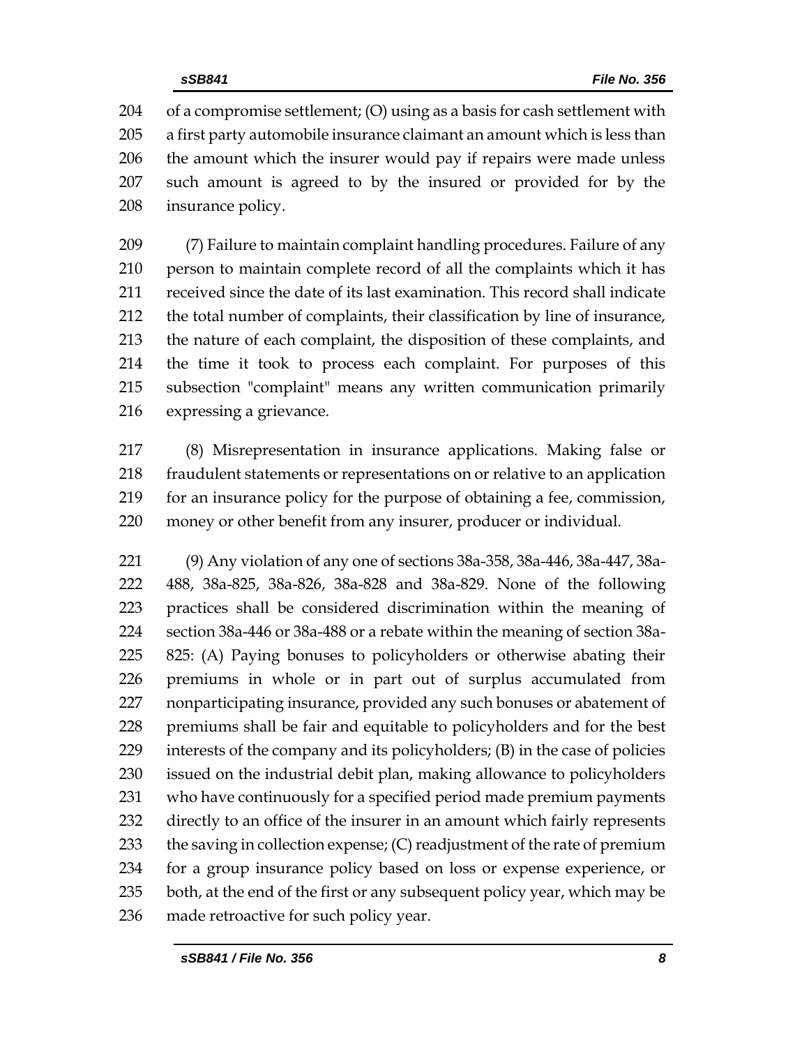of a compromise settlement; (O) using as a basis for cash settlement with a first party automobile insurance claimant an amount which is less than the amount which the insurer would pay if repairs were made unless such amount is agreed to by the insured or provided for by the insurance policy.

(7) Failure to maintain complaint handling procedures. Failure of any person to maintain complete record of all the complaints which it has received since the date of its last examination. This record shall indicate the total number of complaints, their classification by line of insurance, the nature of each complaint, the disposition of these complaints, and the time it took to process each complaint. For purposes of this subsection "complaint" means any written communication primarily expressing a grievance.

(8) Misrepresentation in insurance applications. Making false or fraudulent statements or representations on or relative to an application for an insurance policy for the purpose of obtaining a fee, commission, money or other benefit from any insurer, producer or individual.

(9) Any violation of any one of sections 38a-358, 38a-446, 38a-447, 38a-488, 38a-825, 38a-826, 38a-828 and 38a-829. None of the following practices shall be considered discrimination within the meaning of section 38a-446 or 38a-488 or a rebate within the meaning of section 38a-825: (A) Paying bonuses to policyholders or otherwise abating their premiums in whole or in part out of surplus accumulated from nonparticipating insurance, provided any such bonuses or abatement of premiums shall be fair and equitable to policyholders and for the best interests of the company and its policyholders; (B) in the case of policies issued on the industrial debit plan, making allowance to policyholders who have continuously for a specified period made premium payments directly to an office of the insurer in an amount which fairly represents the saving in collection expense; (C) readjustment of the rate of premium for a group insurance policy based on loss or expense experience, or both, at the end of the first or any subsequent policy year, which may be made retroactive for such policy year.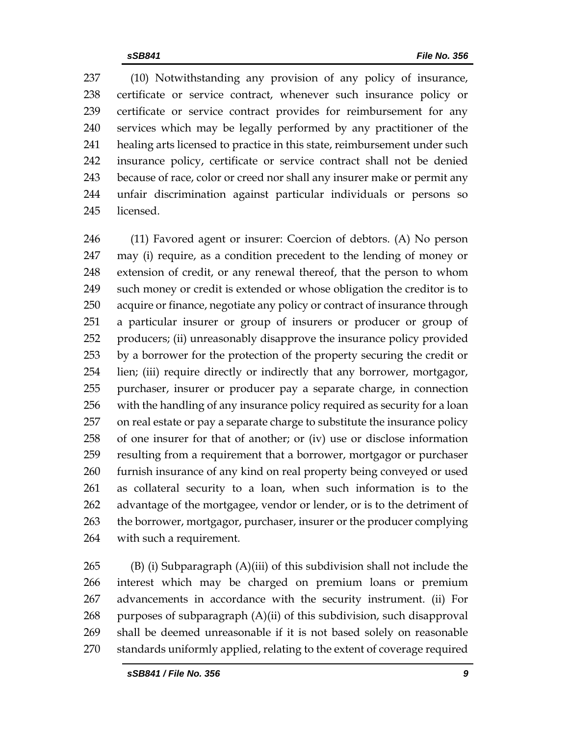(10) Notwithstanding any provision of any policy of insurance, certificate or service contract, whenever such insurance policy or certificate or service contract provides for reimbursement for any services which may be legally performed by any practitioner of the healing arts licensed to practice in this state, reimbursement under such insurance policy, certificate or service contract shall not be denied because of race, color or creed nor shall any insurer make or permit any unfair discrimination against particular individuals or persons so licensed.

(11) Favored agent or insurer: Coercion of debtors. (A) No person may (i) require, as a condition precedent to the lending of money or extension of credit, or any renewal thereof, that the person to whom such money or credit is extended or whose obligation the creditor is to acquire or finance, negotiate any policy or contract of insurance through a particular insurer or group of insurers or producer or group of producers; (ii) unreasonably disapprove the insurance policy provided by a borrower for the protection of the property securing the credit or lien; (iii) require directly or indirectly that any borrower, mortgagor, purchaser, insurer or producer pay a separate charge, in connection with the handling of any insurance policy required as security for a loan on real estate or pay a separate charge to substitute the insurance policy of one insurer for that of another; or (iv) use or disclose information resulting from a requirement that a borrower, mortgagor or purchaser furnish insurance of any kind on real property being conveyed or used as collateral security to a loan, when such information is to the advantage of the mortgagee, vendor or lender, or is to the detriment of the borrower, mortgagor, purchaser, insurer or the producer complying with such a requirement.

(B) (i) Subparagraph (A)(iii) of this subdivision shall not include the interest which may be charged on premium loans or premium advancements in accordance with the security instrument. (ii) For purposes of subparagraph (A)(ii) of this subdivision, such disapproval shall be deemed unreasonable if it is not based solely on reasonable standards uniformly applied, relating to the extent of coverage required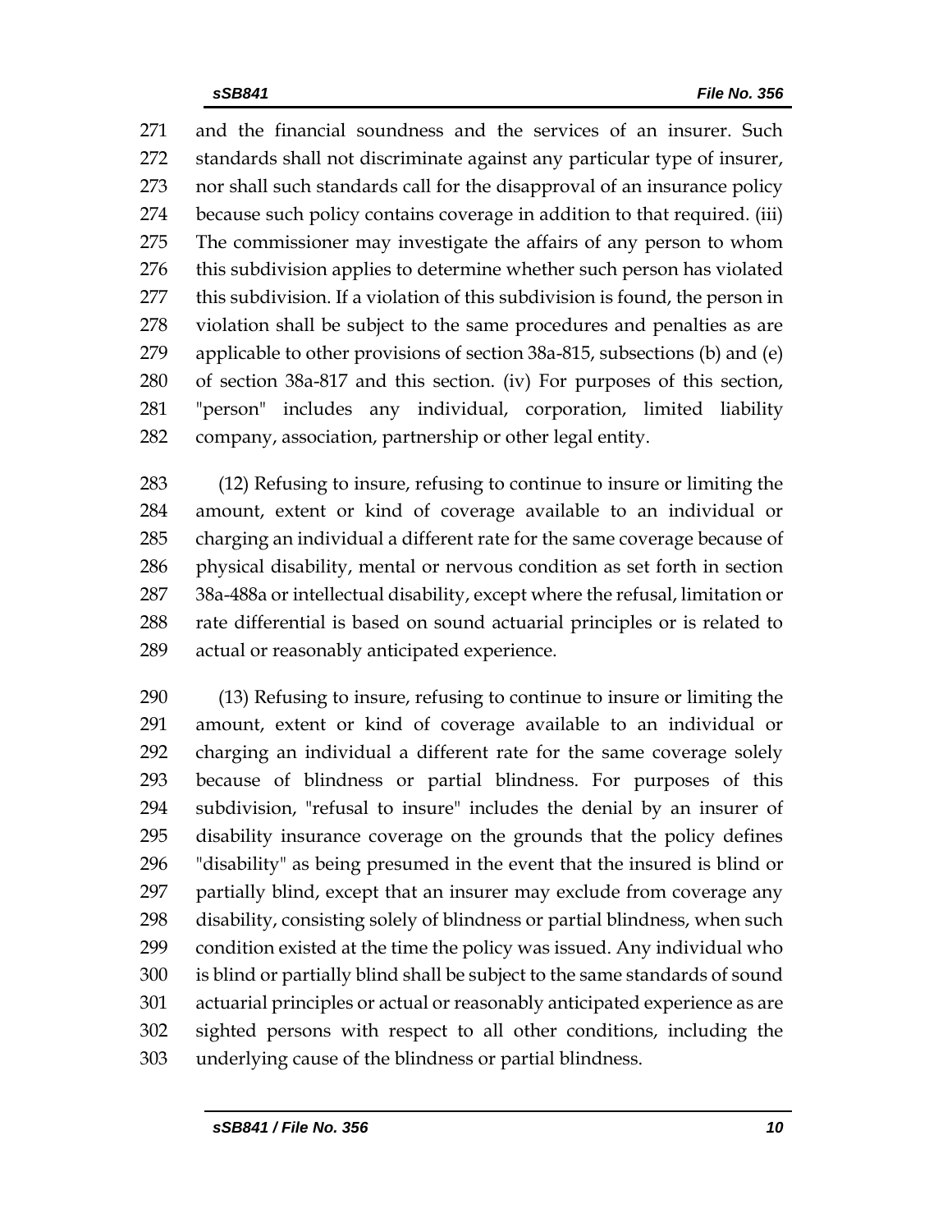and the financial soundness and the services of an insurer. Such standards shall not discriminate against any particular type of insurer, nor shall such standards call for the disapproval of an insurance policy because such policy contains coverage in addition to that required. (iii) The commissioner may investigate the affairs of any person to whom this subdivision applies to determine whether such person has violated this subdivision. If a violation of this subdivision is found, the person in violation shall be subject to the same procedures and penalties as are applicable to other provisions of section 38a-815, subsections (b) and (e) of section 38a-817 and this section. (iv) For purposes of this section, "person" includes any individual, corporation, limited liability company, association, partnership or other legal entity.

(12) Refusing to insure, refusing to continue to insure or limiting the amount, extent or kind of coverage available to an individual or charging an individual a different rate for the same coverage because of physical disability, mental or nervous condition as set forth in section 38a-488a or intellectual disability, except where the refusal, limitation or rate differential is based on sound actuarial principles or is related to actual or reasonably anticipated experience.

(13) Refusing to insure, refusing to continue to insure or limiting the amount, extent or kind of coverage available to an individual or charging an individual a different rate for the same coverage solely because of blindness or partial blindness. For purposes of this subdivision, "refusal to insure" includes the denial by an insurer of disability insurance coverage on the grounds that the policy defines "disability" as being presumed in the event that the insured is blind or partially blind, except that an insurer may exclude from coverage any disability, consisting solely of blindness or partial blindness, when such condition existed at the time the policy was issued. Any individual who is blind or partially blind shall be subject to the same standards of sound actuarial principles or actual or reasonably anticipated experience as are sighted persons with respect to all other conditions, including the underlying cause of the blindness or partial blindness.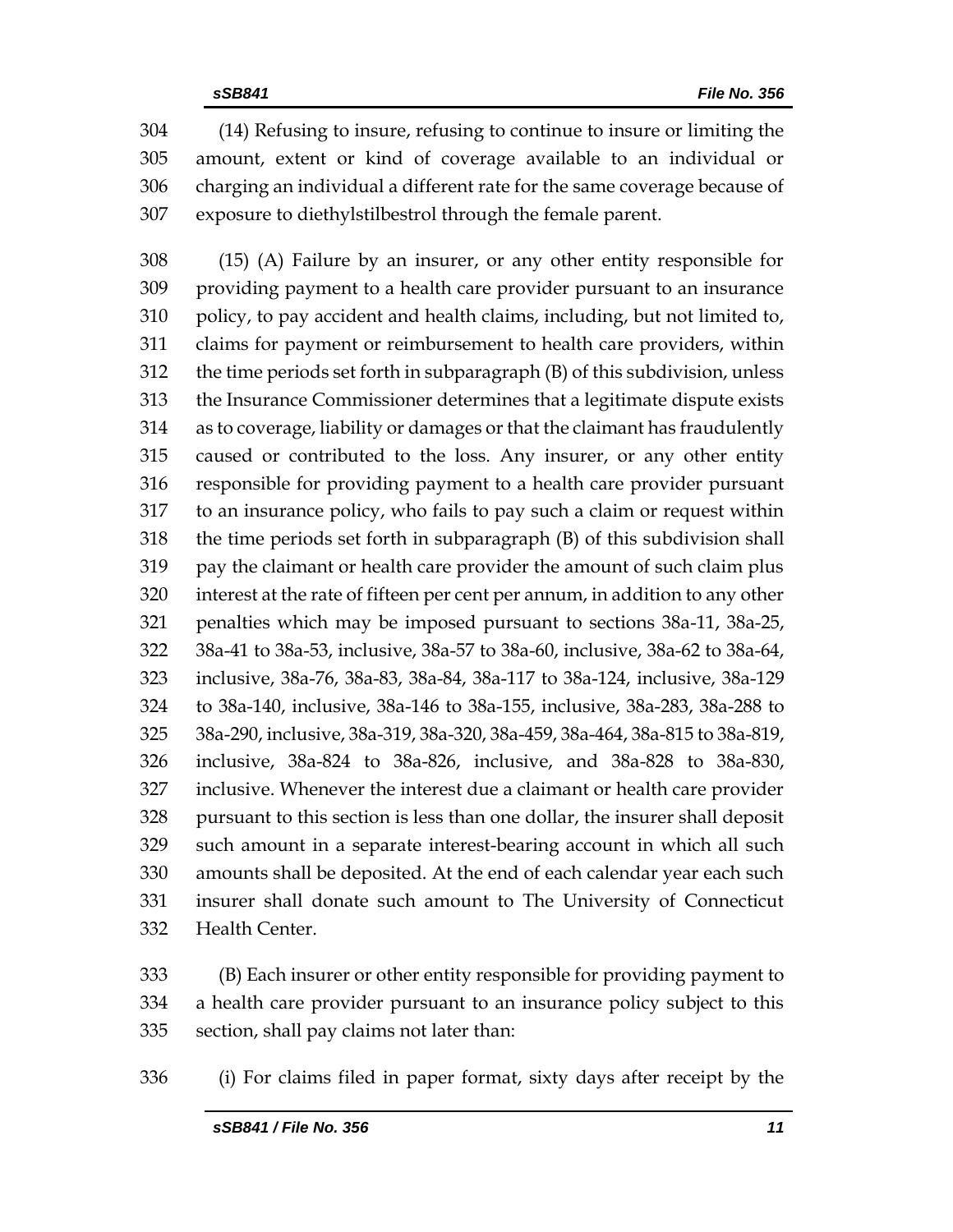(14) Refusing to insure, refusing to continue to insure or limiting the amount, extent or kind of coverage available to an individual or charging an individual a different rate for the same coverage because of exposure to diethylstilbestrol through the female parent.

(15) (A) Failure by an insurer, or any other entity responsible for providing payment to a health care provider pursuant to an insurance policy, to pay accident and health claims, including, but not limited to, claims for payment or reimbursement to health care providers, within the time periods set forth in subparagraph (B) of this subdivision, unless the Insurance Commissioner determines that a legitimate dispute exists as to coverage, liability or damages or that the claimant has fraudulently caused or contributed to the loss. Any insurer, or any other entity responsible for providing payment to a health care provider pursuant to an insurance policy, who fails to pay such a claim or request within the time periods set forth in subparagraph (B) of this subdivision shall pay the claimant or health care provider the amount of such claim plus interest at the rate of fifteen per cent per annum, in addition to any other penalties which may be imposed pursuant to sections 38a-11, 38a-25, 38a-41 to 38a-53, inclusive, 38a-57 to 38a-60, inclusive, 38a-62 to 38a-64, inclusive, 38a-76, 38a-83, 38a-84, 38a-117 to 38a-124, inclusive, 38a-129 to 38a-140, inclusive, 38a-146 to 38a-155, inclusive, 38a-283, 38a-288 to 38a-290, inclusive, 38a-319, 38a-320, 38a-459, 38a-464, 38a-815 to 38a-819, inclusive, 38a-824 to 38a-826, inclusive, and 38a-828 to 38a-830, inclusive. Whenever the interest due a claimant or health care provider pursuant to this section is less than one dollar, the insurer shall deposit such amount in a separate interest-bearing account in which all such amounts shall be deposited. At the end of each calendar year each such insurer shall donate such amount to The University of Connecticut Health Center.

(B) Each insurer or other entity responsible for providing payment to a health care provider pursuant to an insurance policy subject to this section, shall pay claims not later than:

(i) For claims filed in paper format, sixty days after receipt by the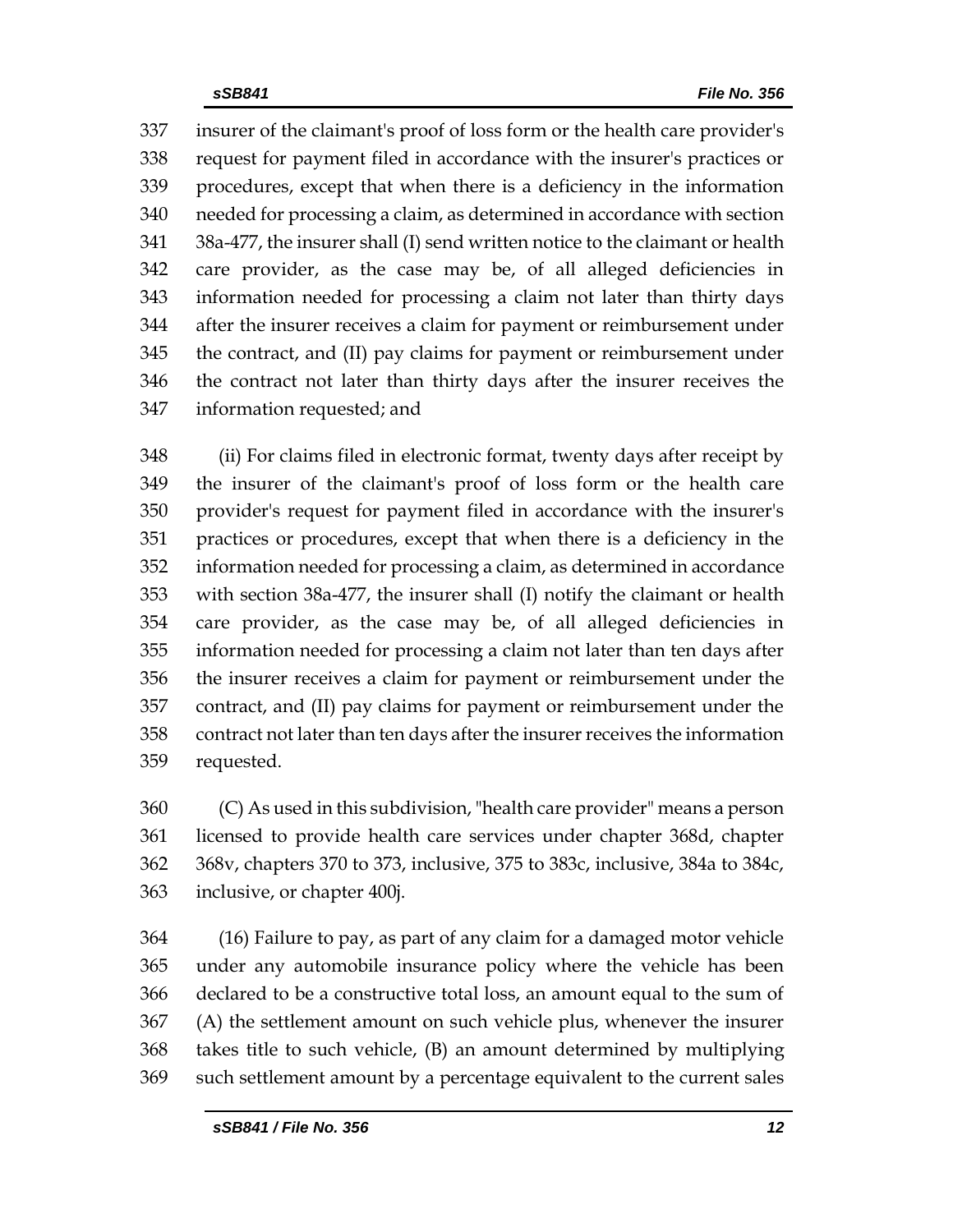insurer of the claimant's proof of loss form or the health care provider's request for payment filed in accordance with the insurer's practices or procedures, except that when there is a deficiency in the information needed for processing a claim, as determined in accordance with section 38a-477, the insurer shall (I) send written notice to the claimant or health care provider, as the case may be, of all alleged deficiencies in information needed for processing a claim not later than thirty days after the insurer receives a claim for payment or reimbursement under the contract, and (II) pay claims for payment or reimbursement under the contract not later than thirty days after the insurer receives the information requested; and

(ii) For claims filed in electronic format, twenty days after receipt by the insurer of the claimant's proof of loss form or the health care provider's request for payment filed in accordance with the insurer's practices or procedures, except that when there is a deficiency in the information needed for processing a claim, as determined in accordance with section 38a-477, the insurer shall (I) notify the claimant or health care provider, as the case may be, of all alleged deficiencies in information needed for processing a claim not later than ten days after the insurer receives a claim for payment or reimbursement under the contract, and (II) pay claims for payment or reimbursement under the contract not later than ten days after the insurer receives the information requested.

(C) As used in this subdivision, "health care provider" means a person licensed to provide health care services under chapter 368d, chapter 368v, chapters 370 to 373, inclusive, 375 to 383c, inclusive, 384a to 384c, inclusive, or chapter 400j.

(16) Failure to pay, as part of any claim for a damaged motor vehicle under any automobile insurance policy where the vehicle has been declared to be a constructive total loss, an amount equal to the sum of (A) the settlement amount on such vehicle plus, whenever the insurer takes title to such vehicle, (B) an amount determined by multiplying such settlement amount by a percentage equivalent to the current sales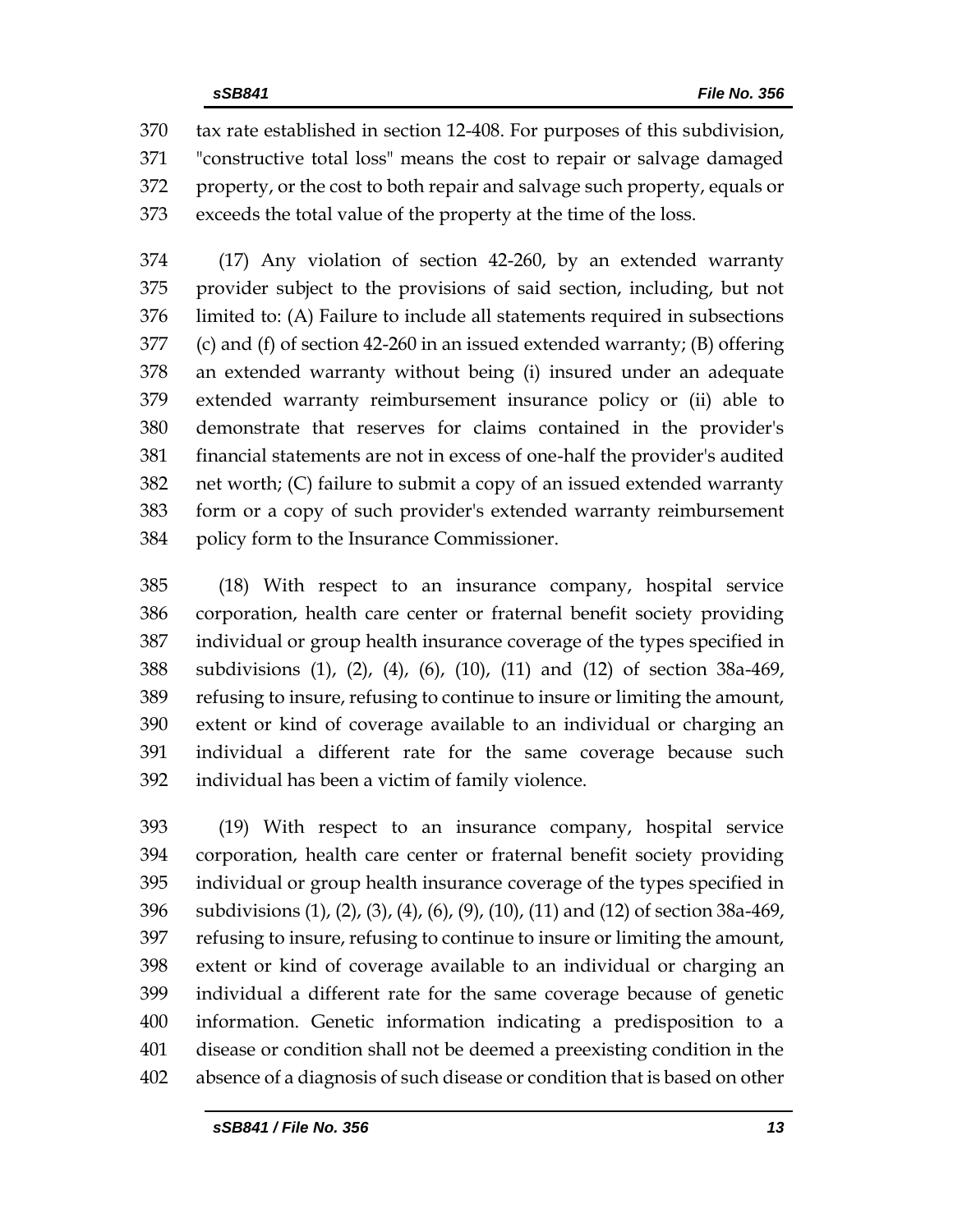tax rate established in section 12-408. For purposes of this subdivision, "constructive total loss" means the cost to repair or salvage damaged property, or the cost to both repair and salvage such property, equals or exceeds the total value of the property at the time of the loss.

(17) Any violation of section 42-260, by an extended warranty provider subject to the provisions of said section, including, but not limited to: (A) Failure to include all statements required in subsections (c) and (f) of section 42-260 in an issued extended warranty; (B) offering an extended warranty without being (i) insured under an adequate extended warranty reimbursement insurance policy or (ii) able to demonstrate that reserves for claims contained in the provider's financial statements are not in excess of one-half the provider's audited net worth; (C) failure to submit a copy of an issued extended warranty form or a copy of such provider's extended warranty reimbursement policy form to the Insurance Commissioner.

(18) With respect to an insurance company, hospital service corporation, health care center or fraternal benefit society providing individual or group health insurance coverage of the types specified in subdivisions (1), (2), (4), (6), (10), (11) and (12) of section 38a-469, refusing to insure, refusing to continue to insure or limiting the amount, extent or kind of coverage available to an individual or charging an individual a different rate for the same coverage because such individual has been a victim of family violence.

(19) With respect to an insurance company, hospital service corporation, health care center or fraternal benefit society providing individual or group health insurance coverage of the types specified in subdivisions (1), (2), (3), (4), (6), (9), (10), (11) and (12) of section 38a-469, refusing to insure, refusing to continue to insure or limiting the amount, extent or kind of coverage available to an individual or charging an individual a different rate for the same coverage because of genetic information. Genetic information indicating a predisposition to a disease or condition shall not be deemed a preexisting condition in the absence of a diagnosis of such disease or condition that is based on other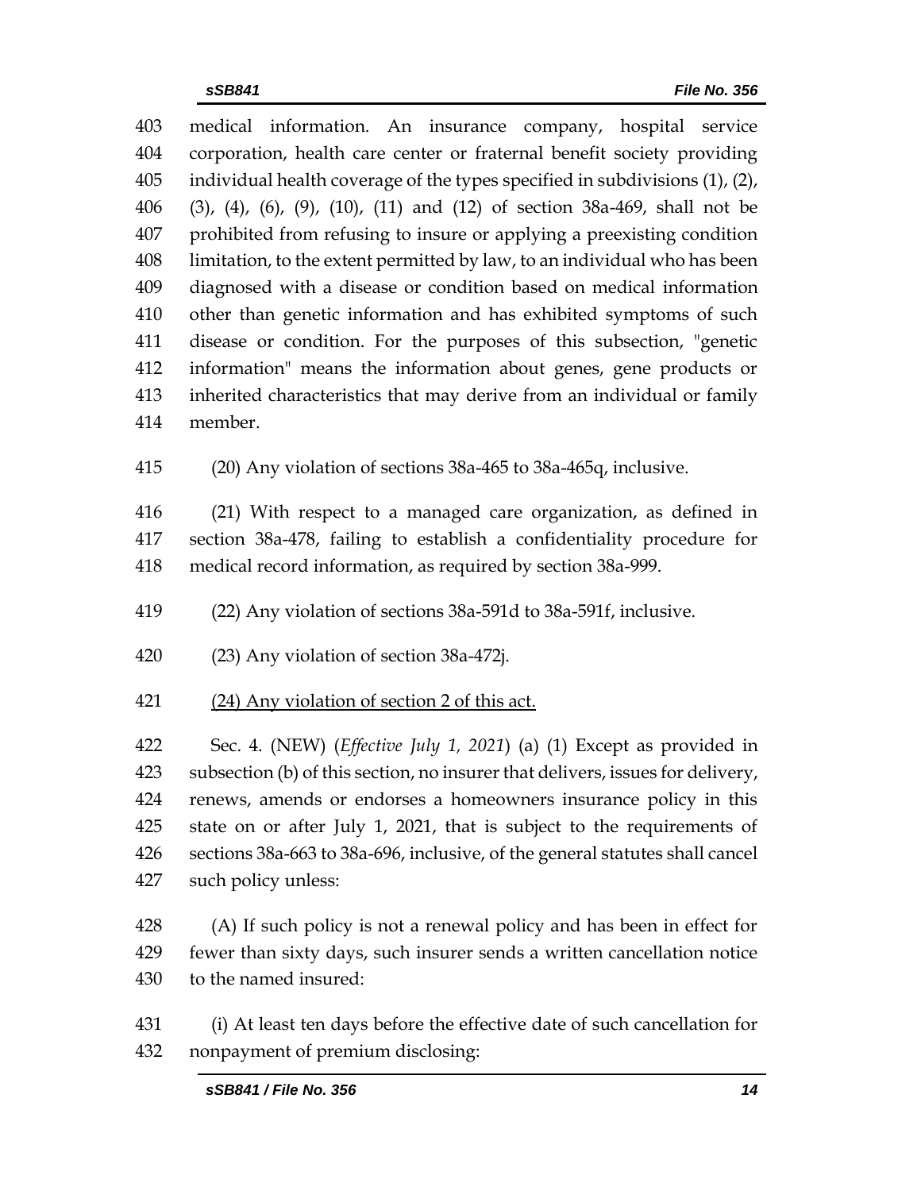403 medical information. An insurance company, hospital service
404 corporation, health care center or fraternal benefit society providing
405 individual health coverage of the types specified in subdivisions (1), (2),
406 (3), (4), (6), (9), (10), (11) and (12) of section 38a-469, shall not be
407 prohibited from refusing to insure or applying a preexisting condition
408 limitation, to the extent permitted by law, to an individual who has been
409 diagnosed with a disease or condition based on medical information
410 other than genetic information and has exhibited symptoms of such
411 disease or condition. For the purposes of this subsection, "genetic
412 information" means the information about genes, gene products or
413 inherited characteristics that may derive from an individual or family
414 member.

415 (20) Any violation of sections 38a-465 to 38a-465q, inclusive.

416 (21) With respect to a managed care organization, as defined in
417 section 38a-478, failing to establish a confidentiality procedure for
418 medical record information, as required by section 38a-999.

419 (22) Any violation of sections 38a-591d to 38a-591f, inclusive.

420 (23) Any violation of section 38a-472j.

421 <u>(24) Any violation of section 2 of this act.</u>

422 Sec. 4. (NEW) (*Effective July 1, 2021*) (a) (1) Except as provided in
423 subsection (b) of this section, no insurer that delivers, issues for delivery,
424 renews, amends or endorses a homeowners insurance policy in this
425 state on or after July 1, 2021, that is subject to the requirements of
426 sections 38a-663 to 38a-696, inclusive, of the general statutes shall cancel
427 such policy unless:

428 (A) If such policy is not a renewal policy and has been in effect for
429 fewer than sixty days, such insurer sends a written cancellation notice
430 to the named insured:

431 (i) At least ten days before the effective date of such cancellation for
432 nonpayment of premium disclosing: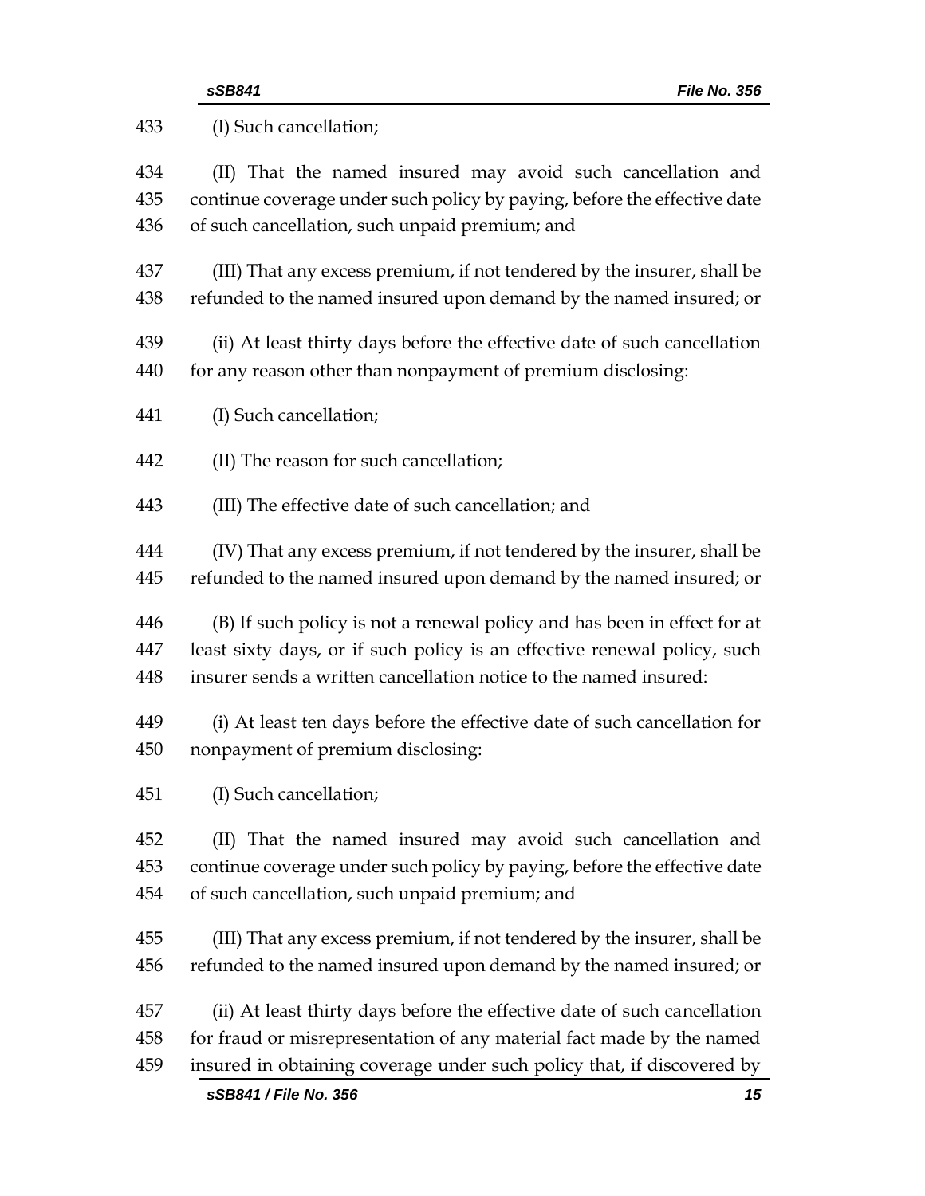(I) Such cancellation;

(II) That the named insured may avoid such cancellation and continue coverage under such policy by paying, before the effective date of such cancellation, such unpaid premium; and

(III) That any excess premium, if not tendered by the insurer, shall be refunded to the named insured upon demand by the named insured; or

(ii) At least thirty days before the effective date of such cancellation for any reason other than nonpayment of premium disclosing:

(I) Such cancellation;

(II) The reason for such cancellation;

(III) The effective date of such cancellation; and

(IV) That any excess premium, if not tendered by the insurer, shall be refunded to the named insured upon demand by the named insured; or

(B) If such policy is not a renewal policy and has been in effect for at least sixty days, or if such policy is an effective renewal policy, such insurer sends a written cancellation notice to the named insured:

(i) At least ten days before the effective date of such cancellation for nonpayment of premium disclosing:

(I) Such cancellation;

(II) That the named insured may avoid such cancellation and continue coverage under such policy by paying, before the effective date of such cancellation, such unpaid premium; and

(III) That any excess premium, if not tendered by the insurer, shall be refunded to the named insured upon demand by the named insured; or

(ii) At least thirty days before the effective date of such cancellation for fraud or misrepresentation of any material fact made by the named insured in obtaining coverage under such policy that, if discovered by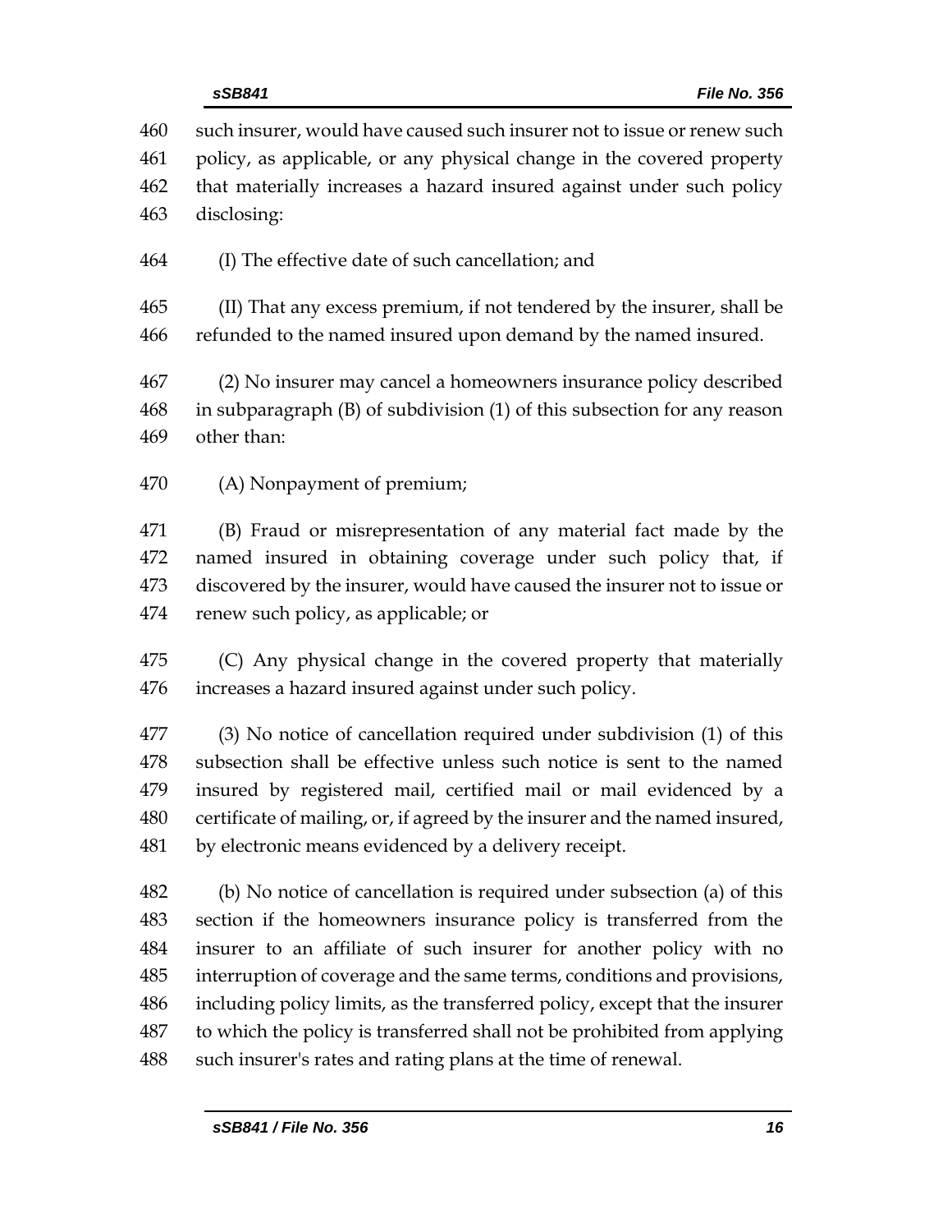such insurer, would have caused such insurer not to issue or renew such policy, as applicable, or any physical change in the covered property that materially increases a hazard insured against under such policy disclosing:

(I) The effective date of such cancellation; and

(II) That any excess premium, if not tendered by the insurer, shall be refunded to the named insured upon demand by the named insured.

(2) No insurer may cancel a homeowners insurance policy described in subparagraph (B) of subdivision (1) of this subsection for any reason other than:

(A) Nonpayment of premium;

(B) Fraud or misrepresentation of any material fact made by the named insured in obtaining coverage under such policy that, if discovered by the insurer, would have caused the insurer not to issue or renew such policy, as applicable; or

(C) Any physical change in the covered property that materially increases a hazard insured against under such policy.

(3) No notice of cancellation required under subdivision (1) of this subsection shall be effective unless such notice is sent to the named insured by registered mail, certified mail or mail evidenced by a certificate of mailing, or, if agreed by the insurer and the named insured, by electronic means evidenced by a delivery receipt.

(b) No notice of cancellation is required under subsection (a) of this section if the homeowners insurance policy is transferred from the insurer to an affiliate of such insurer for another policy with no interruption of coverage and the same terms, conditions and provisions, including policy limits, as the transferred policy, except that the insurer to which the policy is transferred shall not be prohibited from applying such insurer's rates and rating plans at the time of renewal.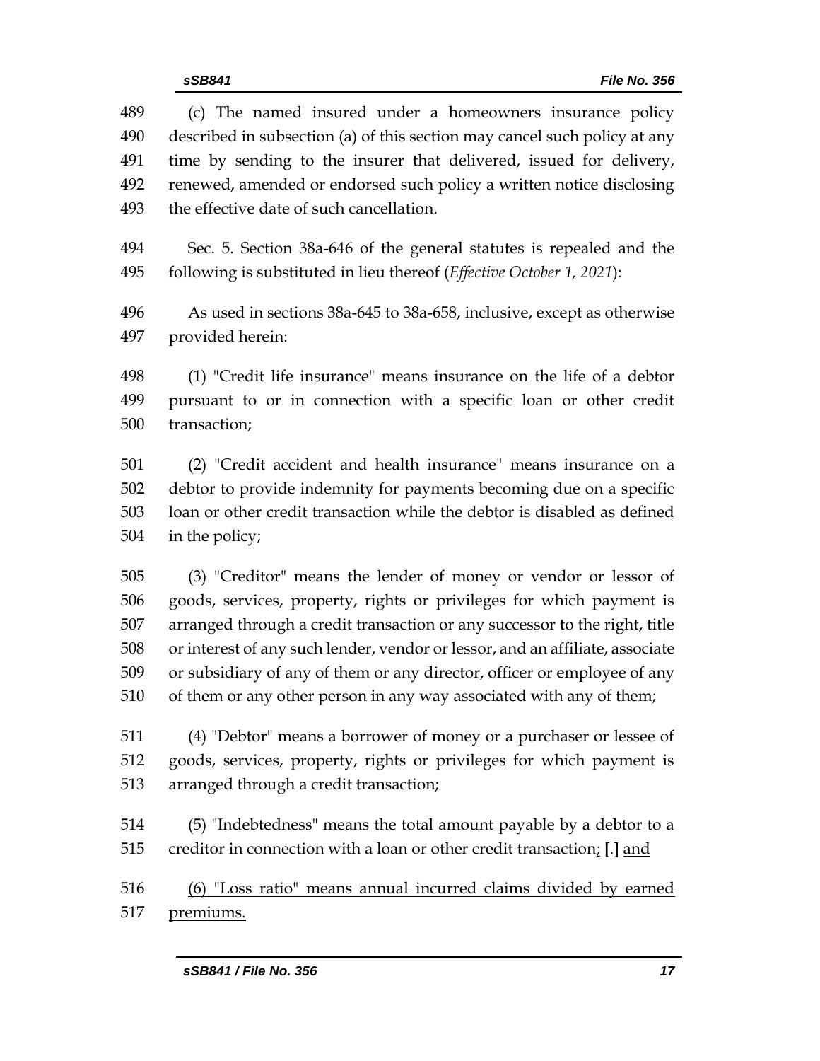(c) The named insured under a homeowners insurance policy described in subsection (a) of this section may cancel such policy at any time by sending to the insurer that delivered, issued for delivery, renewed, amended or endorsed such policy a written notice disclosing the effective date of such cancellation.

Sec. 5. Section 38a-646 of the general statutes is repealed and the following is substituted in lieu thereof (*Effective October 1, 2021*):

As used in sections 38a-645 to 38a-658, inclusive, except as otherwise provided herein:

(1) "Credit life insurance" means insurance on the life of a debtor pursuant to or in connection with a specific loan or other credit transaction;

(2) "Credit accident and health insurance" means insurance on a debtor to provide indemnity for payments becoming due on a specific loan or other credit transaction while the debtor is disabled as defined in the policy;

(3) "Creditor" means the lender of money or vendor or lessor of goods, services, property, rights or privileges for which payment is arranged through a credit transaction or any successor to the right, title or interest of any such lender, vendor or lessor, and an affiliate, associate or subsidiary of any of them or any director, officer or employee of any of them or any other person in any way associated with any of them;

(4) "Debtor" means a borrower of money or a purchaser or lessee of goods, services, property, rights or privileges for which payment is arranged through a credit transaction;

(5) "Indebtedness" means the total amount payable by a debtor to a creditor in connection with a loan or other credit transaction; **[**.**]** and

(6) "Loss ratio" means annual incurred claims divided by earned premiums.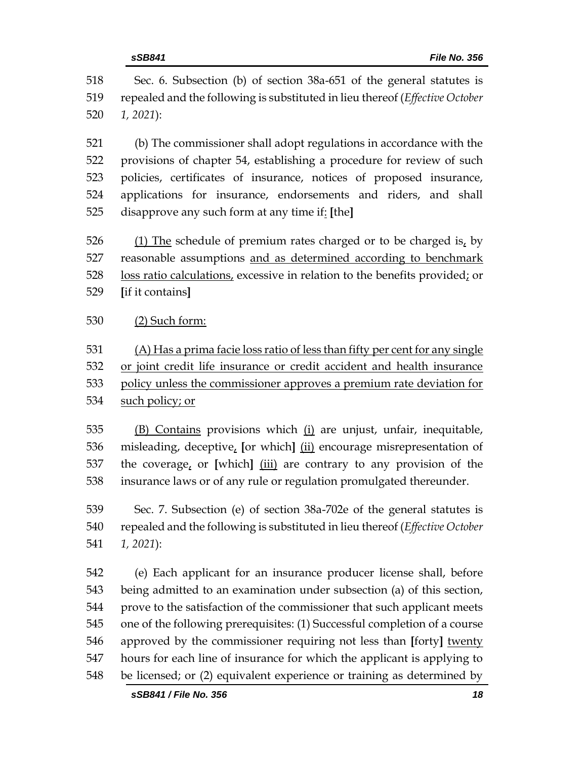518 Sec. 6. Subsection (b) of section 38a-651 of the general statutes is
519 repealed and the following is substituted in lieu thereof (*Effective October*
520 *1, 2021*):

521 (b) The commissioner shall adopt regulations in accordance with the
522 provisions of chapter 54, establishing a procedure for review of such
523 policies, certificates of insurance, notices of proposed insurance,
524 applications for insurance, endorsements and riders, and shall
525 disapprove any such form at any time if<u>:</u> **[**the**]**

526 <u>(1) The</u> schedule of premium rates charged or to be charged is<u>,</u> by
527 reasonable assumptions <u>and as determined according to benchmark</u>
528 <u>loss ratio calculations,</u> excessive in relation to the benefits provided<u>;</u> or
529 **[**if it contains**]**

530 <u>(2) Such form:</u>

531 <u>(A) Has a prima facie loss ratio of less than fifty per cent for any single</u>
532 <u>or joint credit life insurance or credit accident and health insurance</u>
533 <u>policy unless the commissioner approves a premium rate deviation for</u>
534 <u>such policy; or</u>

535 <u>(B) Contains</u> provisions which <u>(i)</u> are unjust, unfair, inequitable,
536 misleading, deceptive<u>,</u> **[**or which**]** <u>(ii)</u> encourage misrepresentation of
537 the coverage<u>,</u> or **[**which**]** <u>(iii)</u> are contrary to any provision of the
538 insurance laws or of any rule or regulation promulgated thereunder.

539 Sec. 7. Subsection (e) of section 38a-702e of the general statutes is
540 repealed and the following is substituted in lieu thereof (*Effective October*
541 *1, 2021*):

542 (e) Each applicant for an insurance producer license shall, before
543 being admitted to an examination under subsection (a) of this section,
544 prove to the satisfaction of the commissioner that such applicant meets
545 one of the following prerequisites: (1) Successful completion of a course
546 approved by the commissioner requiring not less than **[**forty**]** <u>twenty</u>
547 hours for each line of insurance for which the applicant is applying to
548 be licensed; or (2) equivalent experience or training as determined by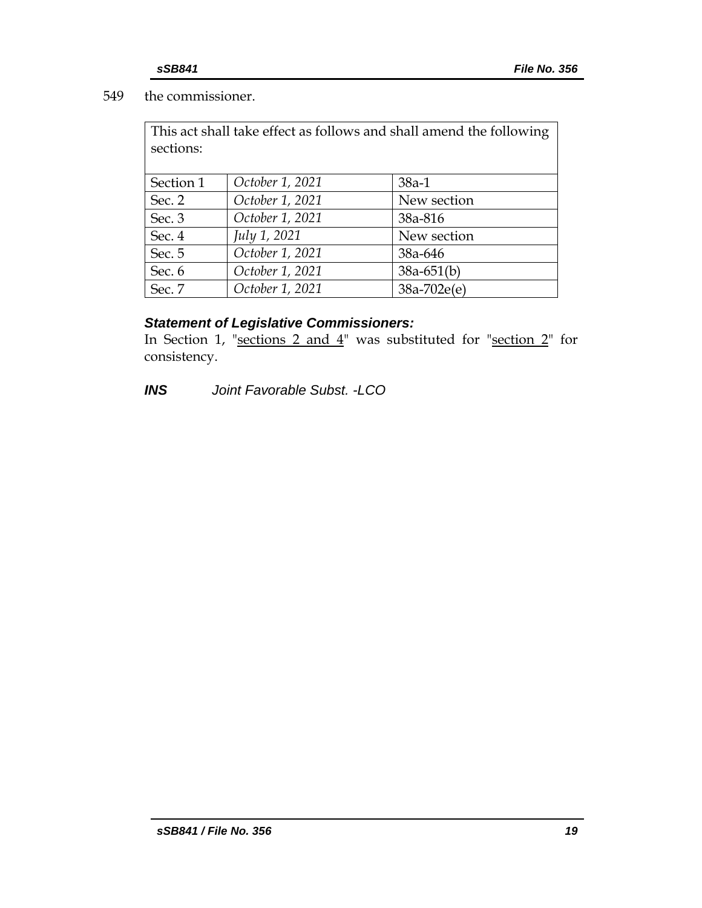549 the commissioner.

| This act shall take effect as follows and shall amend the following sections: | | |
|---|---|---|
| Section 1 | *October 1, 2021* | 38a-1 |
| Sec. 2 | *October 1, 2021* | New section |
| Sec. 3 | *October 1, 2021* | 38a-816 |
| Sec. 4 | *July 1, 2021* | New section |
| Sec. 5 | *October 1, 2021* | 38a-646 |
| Sec. 6 | *October 1, 2021* | 38a-651(b) |
| Sec. 7 | *October 1, 2021* | 38a-702e(e) |

***Statement of Legislative Commissioners:***

In Section 1, "sections 2 and 4" was substituted for "section 2" for consistency.

***INS*** *Joint Favorable Subst. -LCO*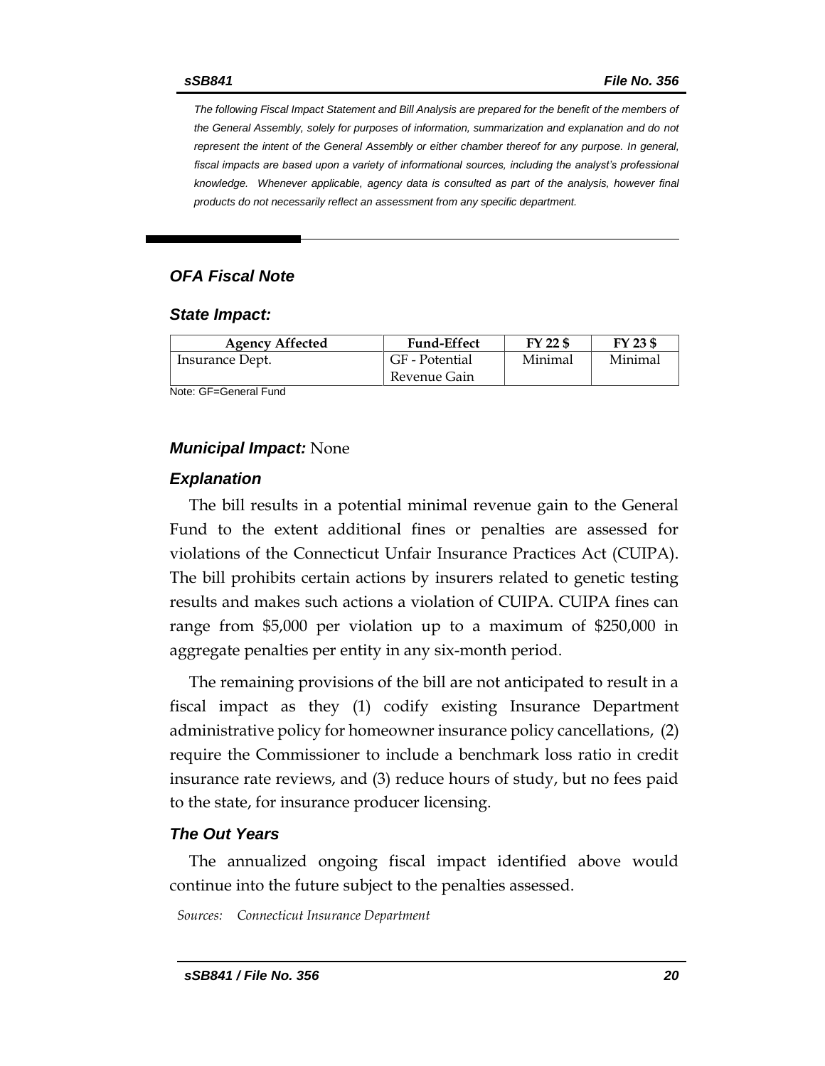*The following Fiscal Impact Statement and Bill Analysis are prepared for the benefit of the members of the General Assembly, solely for purposes of information, summarization and explanation and do not represent the intent of the General Assembly or either chamber thereof for any purpose. In general, fiscal impacts are based upon a variety of informational sources, including the analyst's professional knowledge. Whenever applicable, agency data is consulted as part of the analysis, however final products do not necessarily reflect an assessment from any specific department.*

## *OFA Fiscal Note*

### *State Impact:*

| Agency Affected | Fund-Effect | FY 22 $ | FY 23 $ |
|---|---|---|---|
| Insurance Dept. | GF - Potential Revenue Gain | Minimal | Minimal |

Note: GF=General Fund

### *Municipal Impact:* None

### *Explanation*

The bill results in a potential minimal revenue gain to the General Fund to the extent additional fines or penalties are assessed for violations of the Connecticut Unfair Insurance Practices Act (CUIPA). The bill prohibits certain actions by insurers related to genetic testing results and makes such actions a violation of CUIPA. CUIPA fines can range from $5,000 per violation up to a maximum of $250,000 in aggregate penalties per entity in any six-month period.

The remaining provisions of the bill are not anticipated to result in a fiscal impact as they (1) codify existing Insurance Department administrative policy for homeowner insurance policy cancellations, (2) require the Commissioner to include a benchmark loss ratio in credit insurance rate reviews, and (3) reduce hours of study, but no fees paid to the state, for insurance producer licensing.

### *The Out Years*

The annualized ongoing fiscal impact identified above would continue into the future subject to the penalties assessed.

*Sources: Connecticut Insurance Department*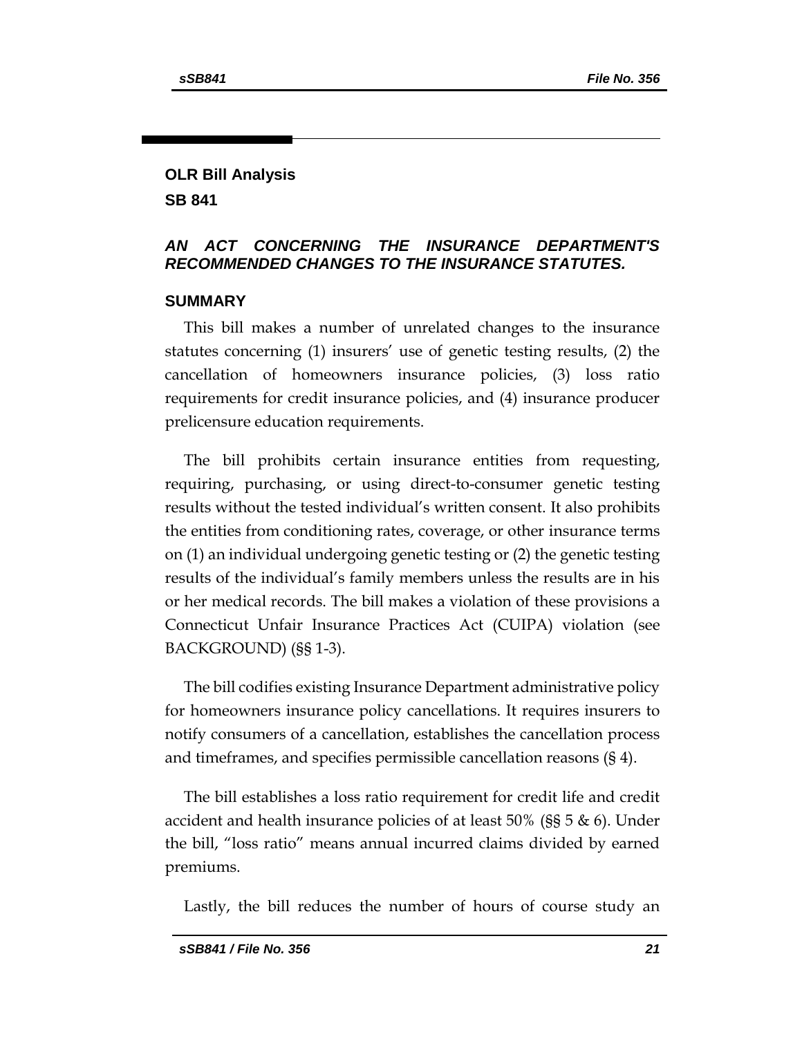## OLR Bill Analysis

## SB 841

### *AN ACT CONCERNING THE INSURANCE DEPARTMENT'S RECOMMENDED CHANGES TO THE INSURANCE STATUTES.*

### SUMMARY

This bill makes a number of unrelated changes to the insurance statutes concerning (1) insurers' use of genetic testing results, (2) the cancellation of homeowners insurance policies, (3) loss ratio requirements for credit insurance policies, and (4) insurance producer prelicensure education requirements.

The bill prohibits certain insurance entities from requesting, requiring, purchasing, or using direct-to-consumer genetic testing results without the tested individual's written consent. It also prohibits the entities from conditioning rates, coverage, or other insurance terms on (1) an individual undergoing genetic testing or (2) the genetic testing results of the individual's family members unless the results are in his or her medical records. The bill makes a violation of these provisions a Connecticut Unfair Insurance Practices Act (CUIPA) violation (see BACKGROUND) (§§ 1-3).

The bill codifies existing Insurance Department administrative policy for homeowners insurance policy cancellations. It requires insurers to notify consumers of a cancellation, establishes the cancellation process and timeframes, and specifies permissible cancellation reasons (§ 4).

The bill establishes a loss ratio requirement for credit life and credit accident and health insurance policies of at least 50% (§§ 5 & 6). Under the bill, "loss ratio" means annual incurred claims divided by earned premiums.

Lastly, the bill reduces the number of hours of course study an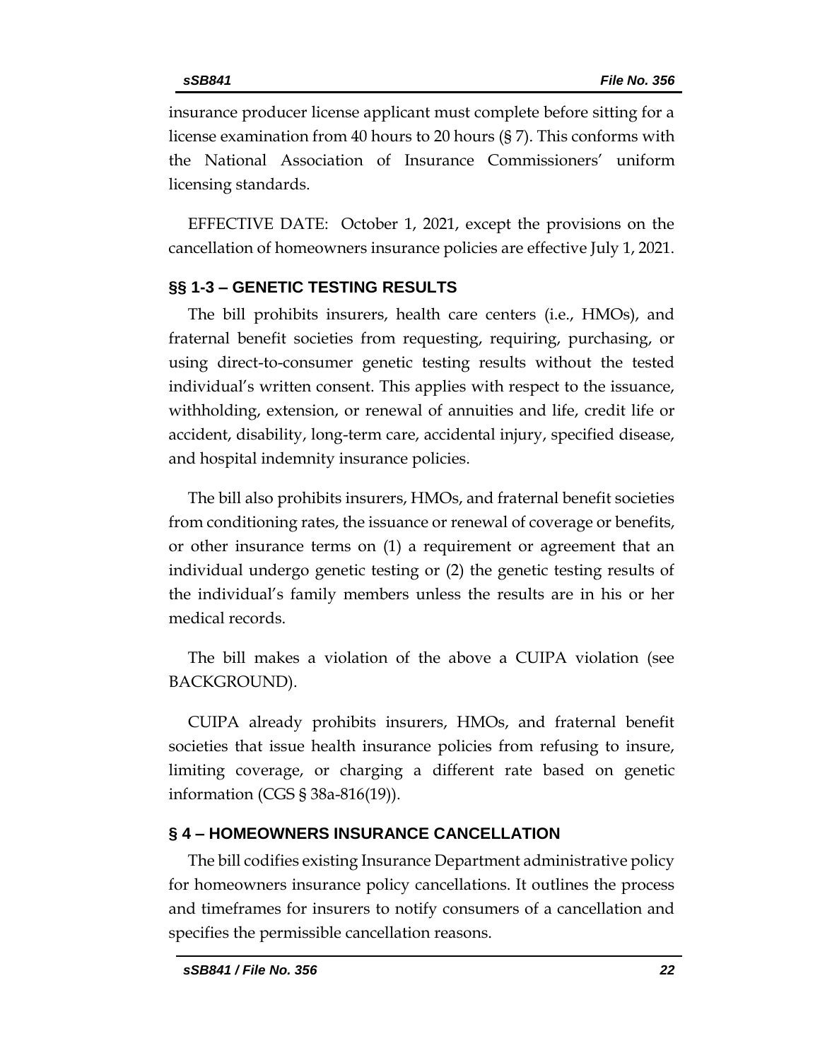insurance producer license applicant must complete before sitting for a license examination from 40 hours to 20 hours (§ 7). This conforms with the National Association of Insurance Commissioners' uniform licensing standards.

EFFECTIVE DATE: October 1, 2021, except the provisions on the cancellation of homeowners insurance policies are effective July 1, 2021.

## §§ 1-3 – GENETIC TESTING RESULTS

The bill prohibits insurers, health care centers (i.e., HMOs), and fraternal benefit societies from requesting, requiring, purchasing, or using direct-to-consumer genetic testing results without the tested individual's written consent. This applies with respect to the issuance, withholding, extension, or renewal of annuities and life, credit life or accident, disability, long-term care, accidental injury, specified disease, and hospital indemnity insurance policies.

The bill also prohibits insurers, HMOs, and fraternal benefit societies from conditioning rates, the issuance or renewal of coverage or benefits, or other insurance terms on (1) a requirement or agreement that an individual undergo genetic testing or (2) the genetic testing results of the individual's family members unless the results are in his or her medical records.

The bill makes a violation of the above a CUIPA violation (see BACKGROUND).

CUIPA already prohibits insurers, HMOs, and fraternal benefit societies that issue health insurance policies from refusing to insure, limiting coverage, or charging a different rate based on genetic information (CGS § 38a-816(19)).

## § 4 – HOMEOWNERS INSURANCE CANCELLATION

The bill codifies existing Insurance Department administrative policy for homeowners insurance policy cancellations. It outlines the process and timeframes for insurers to notify consumers of a cancellation and specifies the permissible cancellation reasons.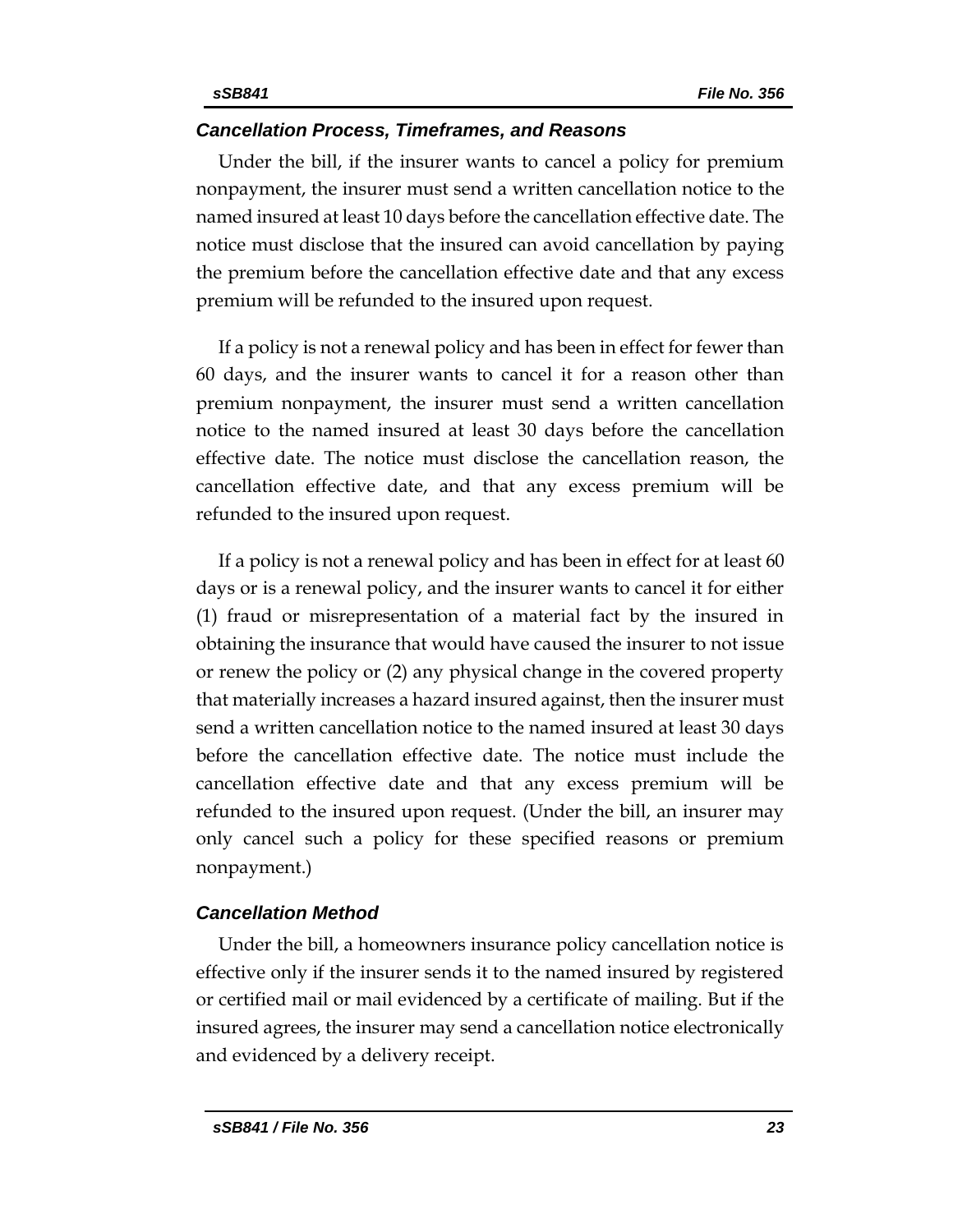### *Cancellation Process, Timeframes, and Reasons*

Under the bill, if the insurer wants to cancel a policy for premium nonpayment, the insurer must send a written cancellation notice to the named insured at least 10 days before the cancellation effective date. The notice must disclose that the insured can avoid cancellation by paying the premium before the cancellation effective date and that any excess premium will be refunded to the insured upon request.

If a policy is not a renewal policy and has been in effect for fewer than 60 days, and the insurer wants to cancel it for a reason other than premium nonpayment, the insurer must send a written cancellation notice to the named insured at least 30 days before the cancellation effective date. The notice must disclose the cancellation reason, the cancellation effective date, and that any excess premium will be refunded to the insured upon request.

If a policy is not a renewal policy and has been in effect for at least 60 days or is a renewal policy, and the insurer wants to cancel it for either (1) fraud or misrepresentation of a material fact by the insured in obtaining the insurance that would have caused the insurer to not issue or renew the policy or (2) any physical change in the covered property that materially increases a hazard insured against, then the insurer must send a written cancellation notice to the named insured at least 30 days before the cancellation effective date. The notice must include the cancellation effective date and that any excess premium will be refunded to the insured upon request. (Under the bill, an insurer may only cancel such a policy for these specified reasons or premium nonpayment.)

### *Cancellation Method*

Under the bill, a homeowners insurance policy cancellation notice is effective only if the insurer sends it to the named insured by registered or certified mail or mail evidenced by a certificate of mailing. But if the insured agrees, the insurer may send a cancellation notice electronically and evidenced by a delivery receipt.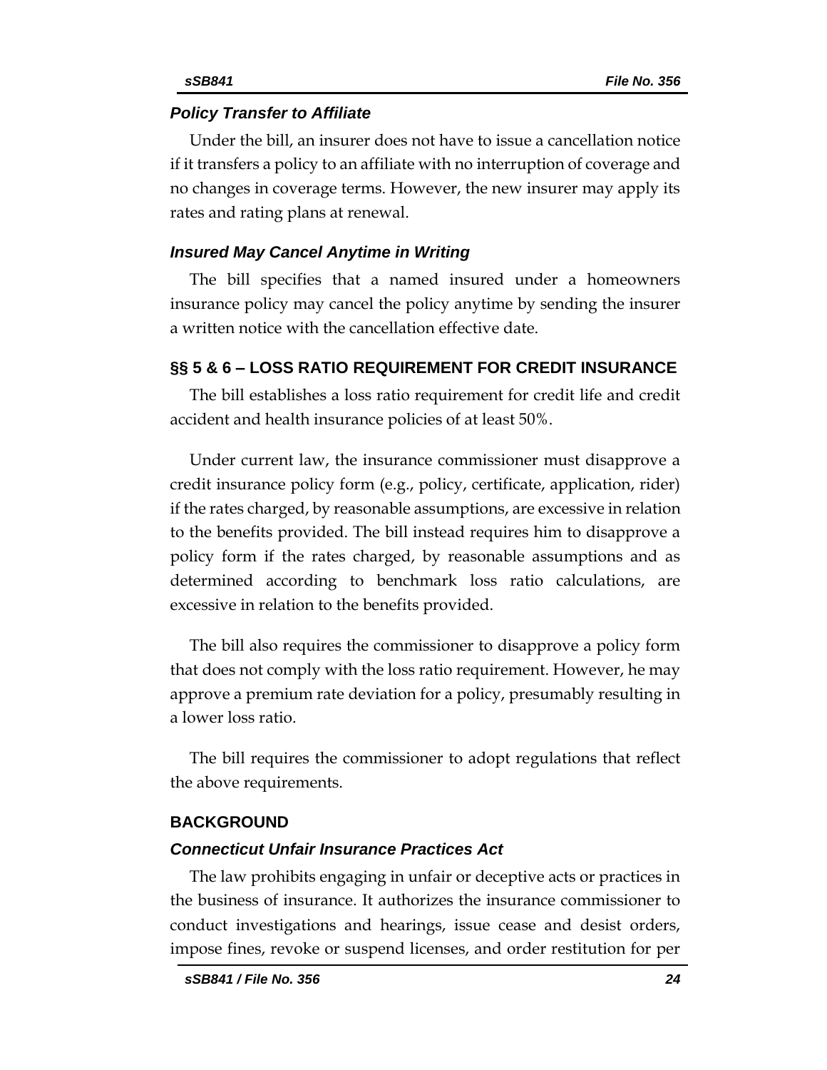### *Policy Transfer to Affiliate*

Under the bill, an insurer does not have to issue a cancellation notice if it transfers a policy to an affiliate with no interruption of coverage and no changes in coverage terms. However, the new insurer may apply its rates and rating plans at renewal.

### *Insured May Cancel Anytime in Writing*

The bill specifies that a named insured under a homeowners insurance policy may cancel the policy anytime by sending the insurer a written notice with the cancellation effective date.

## §§ 5 & 6 – LOSS RATIO REQUIREMENT FOR CREDIT INSURANCE

The bill establishes a loss ratio requirement for credit life and credit accident and health insurance policies of at least 50%.

Under current law, the insurance commissioner must disapprove a credit insurance policy form (e.g., policy, certificate, application, rider) if the rates charged, by reasonable assumptions, are excessive in relation to the benefits provided. The bill instead requires him to disapprove a policy form if the rates charged, by reasonable assumptions and as determined according to benchmark loss ratio calculations, are excessive in relation to the benefits provided.

The bill also requires the commissioner to disapprove a policy form that does not comply with the loss ratio requirement. However, he may approve a premium rate deviation for a policy, presumably resulting in a lower loss ratio.

The bill requires the commissioner to adopt regulations that reflect the above requirements.

## BACKGROUND

### *Connecticut Unfair Insurance Practices Act*

The law prohibits engaging in unfair or deceptive acts or practices in the business of insurance. It authorizes the insurance commissioner to conduct investigations and hearings, issue cease and desist orders, impose fines, revoke or suspend licenses, and order restitution for per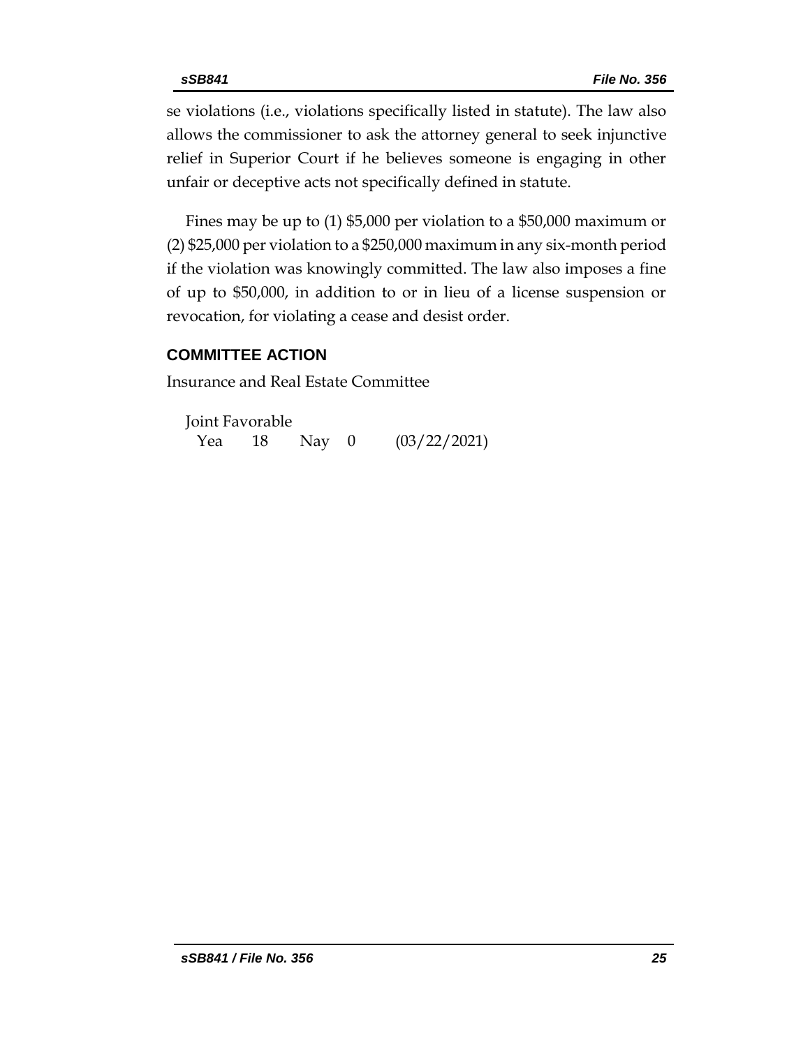se violations (i.e., violations specifically listed in statute). The law also allows the commissioner to ask the attorney general to seek injunctive relief in Superior Court if he believes someone is engaging in other unfair or deceptive acts not specifically defined in statute.

Fines may be up to (1) $5,000 per violation to a $50,000 maximum or (2) $25,000 per violation to a $250,000 maximum in any six-month period if the violation was knowingly committed. The law also imposes a fine of up to $50,000, in addition to or in lieu of a license suspension or revocation, for violating a cease and desist order.

## COMMITTEE ACTION

Insurance and Real Estate Committee

Joint Favorable
Yea 18 Nay 0 (03/22/2021)